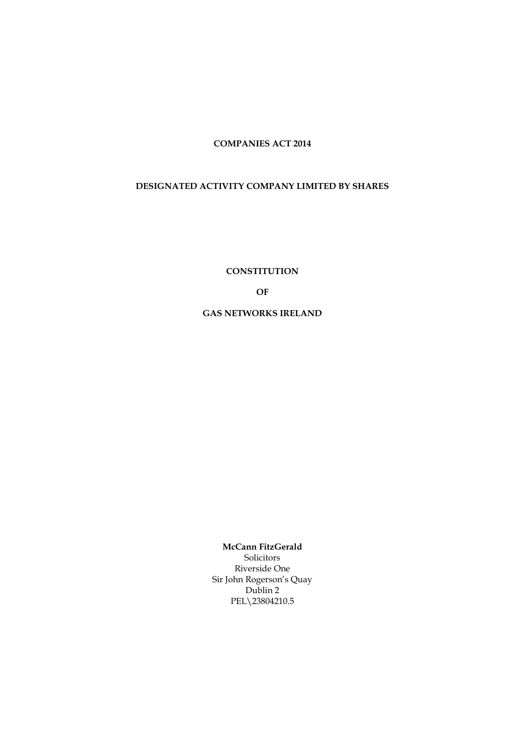**COMPANIES ACT 2014**

**DESIGNATED ACTIVITY COMPANY LIMITED BY SHARES**

**CONSTITUTION**

**OF**

**GAS NETWORKS IRELAND**

**McCann FitzGerald**
Solicitors
Riverside One
Sir John Rogerson's Quay
Dublin 2
PEL\23804210.5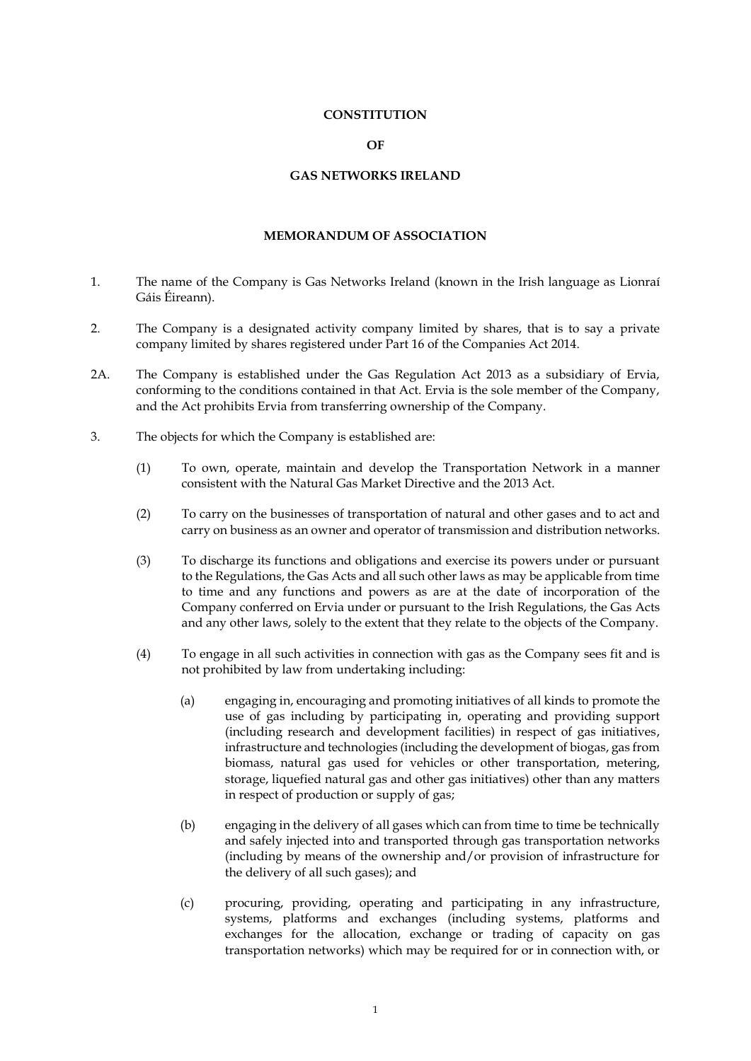# CONSTITUTION

# OF

# GAS NETWORKS IRELAND

## MEMORANDUM OF ASSOCIATION

1. The name of the Company is Gas Networks Ireland (known in the Irish language as Lionraí Gáis Éireann).

2. The Company is a designated activity company limited by shares, that is to say a private company limited by shares registered under Part 16 of the Companies Act 2014.

2A. The Company is established under the Gas Regulation Act 2013 as a subsidiary of Ervia, conforming to the conditions contained in that Act. Ervia is the sole member of the Company, and the Act prohibits Ervia from transferring ownership of the Company.

3. The objects for which the Company is established are:

   (1) To own, operate, maintain and develop the Transportation Network in a manner consistent with the Natural Gas Market Directive and the 2013 Act.

   (2) To carry on the businesses of transportation of natural and other gases and to act and carry on business as an owner and operator of transmission and distribution networks.

   (3) To discharge its functions and obligations and exercise its powers under or pursuant to the Regulations, the Gas Acts and all such other laws as may be applicable from time to time and any functions and powers as are at the date of incorporation of the Company conferred on Ervia under or pursuant to the Irish Regulations, the Gas Acts and any other laws, solely to the extent that they relate to the objects of the Company.

   (4) To engage in all such activities in connection with gas as the Company sees fit and is not prohibited by law from undertaking including:

      (a) engaging in, encouraging and promoting initiatives of all kinds to promote the use of gas including by participating in, operating and providing support (including research and development facilities) in respect of gas initiatives, infrastructure and technologies (including the development of biogas, gas from biomass, natural gas used for vehicles or other transportation, metering, storage, liquefied natural gas and other gas initiatives) other than any matters in respect of production or supply of gas;

      (b) engaging in the delivery of all gases which can from time to time be technically and safely injected into and transported through gas transportation networks (including by means of the ownership and/or provision of infrastructure for the delivery of all such gases); and

      (c) procuring, providing, operating and participating in any infrastructure, systems, platforms and exchanges (including systems, platforms and exchanges for the allocation, exchange or trading of capacity on gas transportation networks) which may be required for or in connection with, or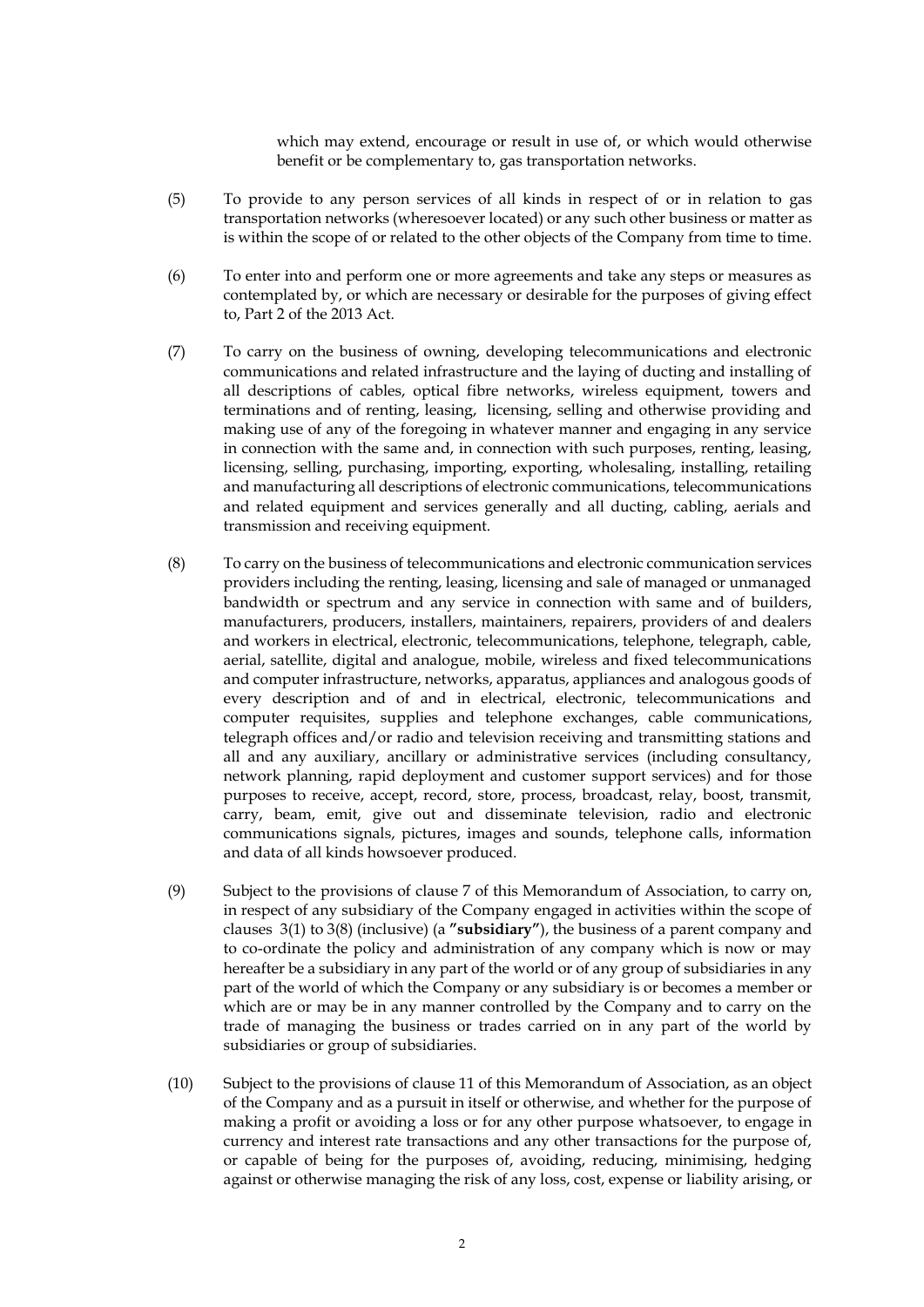which may extend, encourage or result in use of, or which would otherwise benefit or be complementary to, gas transportation networks.

(5) To provide to any person services of all kinds in respect of or in relation to gas transportation networks (wheresoever located) or any such other business or matter as is within the scope of or related to the other objects of the Company from time to time.

(6) To enter into and perform one or more agreements and take any steps or measures as contemplated by, or which are necessary or desirable for the purposes of giving effect to, Part 2 of the 2013 Act.

(7) To carry on the business of owning, developing telecommunications and electronic communications and related infrastructure and the laying of ducting and installing of all descriptions of cables, optical fibre networks, wireless equipment, towers and terminations and of renting, leasing, licensing, selling and otherwise providing and making use of any of the foregoing in whatever manner and engaging in any service in connection with the same and, in connection with such purposes, renting, leasing, licensing, selling, purchasing, importing, exporting, wholesaling, installing, retailing and manufacturing all descriptions of electronic communications, telecommunications and related equipment and services generally and all ducting, cabling, aerials and transmission and receiving equipment.

(8) To carry on the business of telecommunications and electronic communication services providers including the renting, leasing, licensing and sale of managed or unmanaged bandwidth or spectrum and any service in connection with same and of builders, manufacturers, producers, installers, maintainers, repairers, providers of and dealers and workers in electrical, electronic, telecommunications, telephone, telegraph, cable, aerial, satellite, digital and analogue, mobile, wireless and fixed telecommunications and computer infrastructure, networks, apparatus, appliances and analogous goods of every description and of and in electrical, electronic, telecommunications and computer requisites, supplies and telephone exchanges, cable communications, telegraph offices and/or radio and television receiving and transmitting stations and all and any auxiliary, ancillary or administrative services (including consultancy, network planning, rapid deployment and customer support services) and for those purposes to receive, accept, record, store, process, broadcast, relay, boost, transmit, carry, beam, emit, give out and disseminate television, radio and electronic communications signals, pictures, images and sounds, telephone calls, information and data of all kinds howsoever produced.

(9) Subject to the provisions of clause 7 of this Memorandum of Association, to carry on, in respect of any subsidiary of the Company engaged in activities within the scope of clauses 3(1) to 3(8) (inclusive) (a **"subsidiary"**), the business of a parent company and to co-ordinate the policy and administration of any company which is now or may hereafter be a subsidiary in any part of the world or of any group of subsidiaries in any part of the world of which the Company or any subsidiary is or becomes a member or which are or may be in any manner controlled by the Company and to carry on the trade of managing the business or trades carried on in any part of the world by subsidiaries or group of subsidiaries.

(10) Subject to the provisions of clause 11 of this Memorandum of Association, as an object of the Company and as a pursuit in itself or otherwise, and whether for the purpose of making a profit or avoiding a loss or for any other purpose whatsoever, to engage in currency and interest rate transactions and any other transactions for the purpose of, or capable of being for the purposes of, avoiding, reducing, minimising, hedging against or otherwise managing the risk of any loss, cost, expense or liability arising, or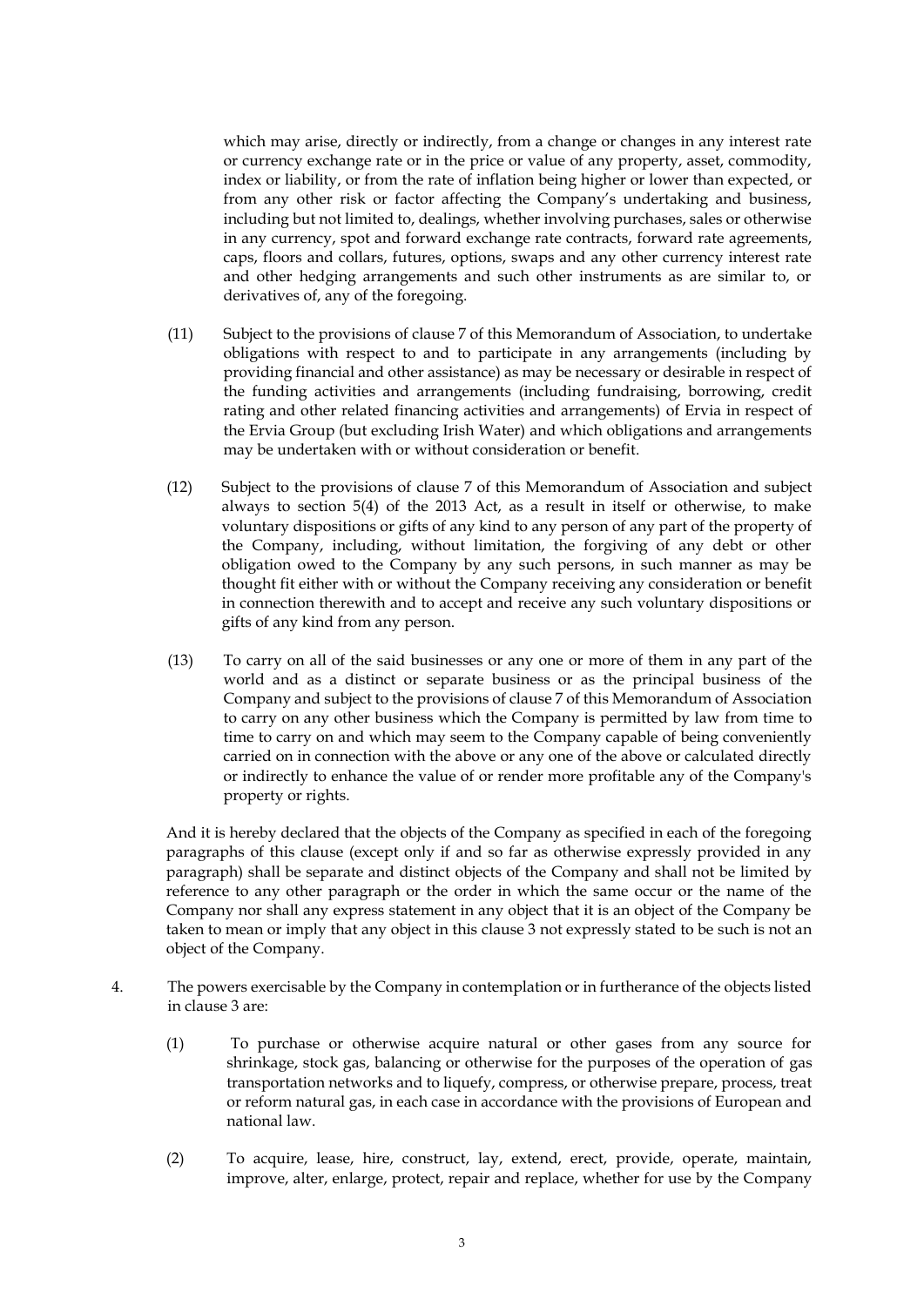which may arise, directly or indirectly, from a change or changes in any interest rate or currency exchange rate or in the price or value of any property, asset, commodity, index or liability, or from the rate of inflation being higher or lower than expected, or from any other risk or factor affecting the Company's undertaking and business, including but not limited to, dealings, whether involving purchases, sales or otherwise in any currency, spot and forward exchange rate contracts, forward rate agreements, caps, floors and collars, futures, options, swaps and any other currency interest rate and other hedging arrangements and such other instruments as are similar to, or derivatives of, any of the foregoing.

(11) Subject to the provisions of clause 7 of this Memorandum of Association, to undertake obligations with respect to and to participate in any arrangements (including by providing financial and other assistance) as may be necessary or desirable in respect of the funding activities and arrangements (including fundraising, borrowing, credit rating and other related financing activities and arrangements) of Ervia in respect of the Ervia Group (but excluding Irish Water) and which obligations and arrangements may be undertaken with or without consideration or benefit.

(12) Subject to the provisions of clause 7 of this Memorandum of Association and subject always to section 5(4) of the 2013 Act, as a result in itself or otherwise, to make voluntary dispositions or gifts of any kind to any person of any part of the property of the Company, including, without limitation, the forgiving of any debt or other obligation owed to the Company by any such persons, in such manner as may be thought fit either with or without the Company receiving any consideration or benefit in connection therewith and to accept and receive any such voluntary dispositions or gifts of any kind from any person.

(13) To carry on all of the said businesses or any one or more of them in any part of the world and as a distinct or separate business or as the principal business of the Company and subject to the provisions of clause 7 of this Memorandum of Association to carry on any other business which the Company is permitted by law from time to time to carry on and which may seem to the Company capable of being conveniently carried on in connection with the above or any one of the above or calculated directly or indirectly to enhance the value of or render more profitable any of the Company's property or rights.

And it is hereby declared that the objects of the Company as specified in each of the foregoing paragraphs of this clause (except only if and so far as otherwise expressly provided in any paragraph) shall be separate and distinct objects of the Company and shall not be limited by reference to any other paragraph or the order in which the same occur or the name of the Company nor shall any express statement in any object that it is an object of the Company be taken to mean or imply that any object in this clause 3 not expressly stated to be such is not an object of the Company.

4. The powers exercisable by the Company in contemplation or in furtherance of the objects listed in clause 3 are:

(1) To purchase or otherwise acquire natural or other gases from any source for shrinkage, stock gas, balancing or otherwise for the purposes of the operation of gas transportation networks and to liquefy, compress, or otherwise prepare, process, treat or reform natural gas, in each case in accordance with the provisions of European and national law.

(2) To acquire, lease, hire, construct, lay, extend, erect, provide, operate, maintain, improve, alter, enlarge, protect, repair and replace, whether for use by the Company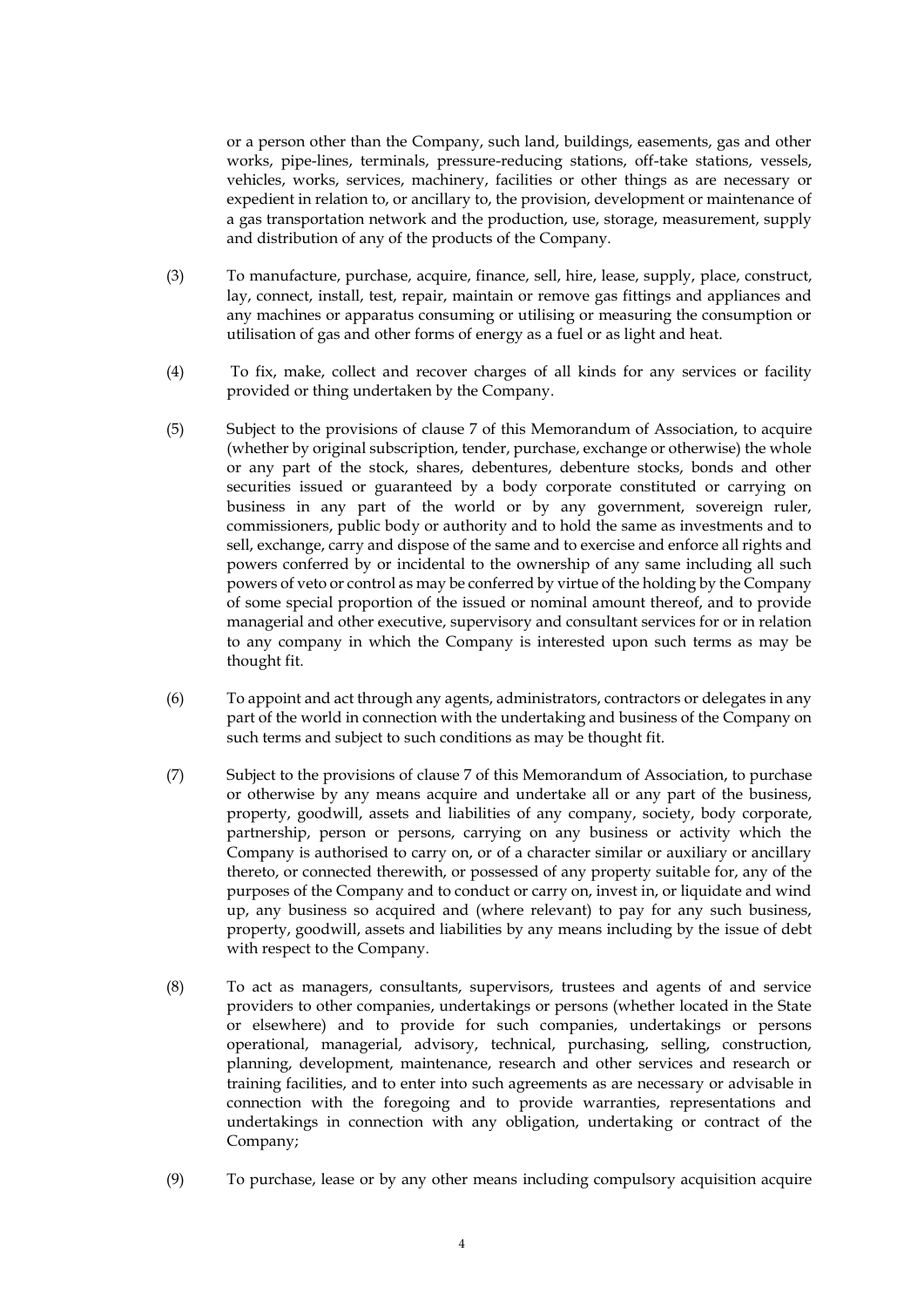or a person other than the Company, such land, buildings, easements, gas and other works, pipe-lines, terminals, pressure-reducing stations, off-take stations, vessels, vehicles, works, services, machinery, facilities or other things as are necessary or expedient in relation to, or ancillary to, the provision, development or maintenance of a gas transportation network and the production, use, storage, measurement, supply and distribution of any of the products of the Company.

(3) To manufacture, purchase, acquire, finance, sell, hire, lease, supply, place, construct, lay, connect, install, test, repair, maintain or remove gas fittings and appliances and any machines or apparatus consuming or utilising or measuring the consumption or utilisation of gas and other forms of energy as a fuel or as light and heat.

(4) To fix, make, collect and recover charges of all kinds for any services or facility provided or thing undertaken by the Company.

(5) Subject to the provisions of clause 7 of this Memorandum of Association, to acquire (whether by original subscription, tender, purchase, exchange or otherwise) the whole or any part of the stock, shares, debentures, debenture stocks, bonds and other securities issued or guaranteed by a body corporate constituted or carrying on business in any part of the world or by any government, sovereign ruler, commissioners, public body or authority and to hold the same as investments and to sell, exchange, carry and dispose of the same and to exercise and enforce all rights and powers conferred by or incidental to the ownership of any same including all such powers of veto or control as may be conferred by virtue of the holding by the Company of some special proportion of the issued or nominal amount thereof, and to provide managerial and other executive, supervisory and consultant services for or in relation to any company in which the Company is interested upon such terms as may be thought fit.

(6) To appoint and act through any agents, administrators, contractors or delegates in any part of the world in connection with the undertaking and business of the Company on such terms and subject to such conditions as may be thought fit.

(7) Subject to the provisions of clause 7 of this Memorandum of Association, to purchase or otherwise by any means acquire and undertake all or any part of the business, property, goodwill, assets and liabilities of any company, society, body corporate, partnership, person or persons, carrying on any business or activity which the Company is authorised to carry on, or of a character similar or auxiliary or ancillary thereto, or connected therewith, or possessed of any property suitable for, any of the purposes of the Company and to conduct or carry on, invest in, or liquidate and wind up, any business so acquired and (where relevant) to pay for any such business, property, goodwill, assets and liabilities by any means including by the issue of debt with respect to the Company.

(8) To act as managers, consultants, supervisors, trustees and agents of and service providers to other companies, undertakings or persons (whether located in the State or elsewhere) and to provide for such companies, undertakings or persons operational, managerial, advisory, technical, purchasing, selling, construction, planning, development, maintenance, research and other services and research or training facilities, and to enter into such agreements as are necessary or advisable in connection with the foregoing and to provide warranties, representations and undertakings in connection with any obligation, undertaking or contract of the Company;

(9) To purchase, lease or by any other means including compulsory acquisition acquire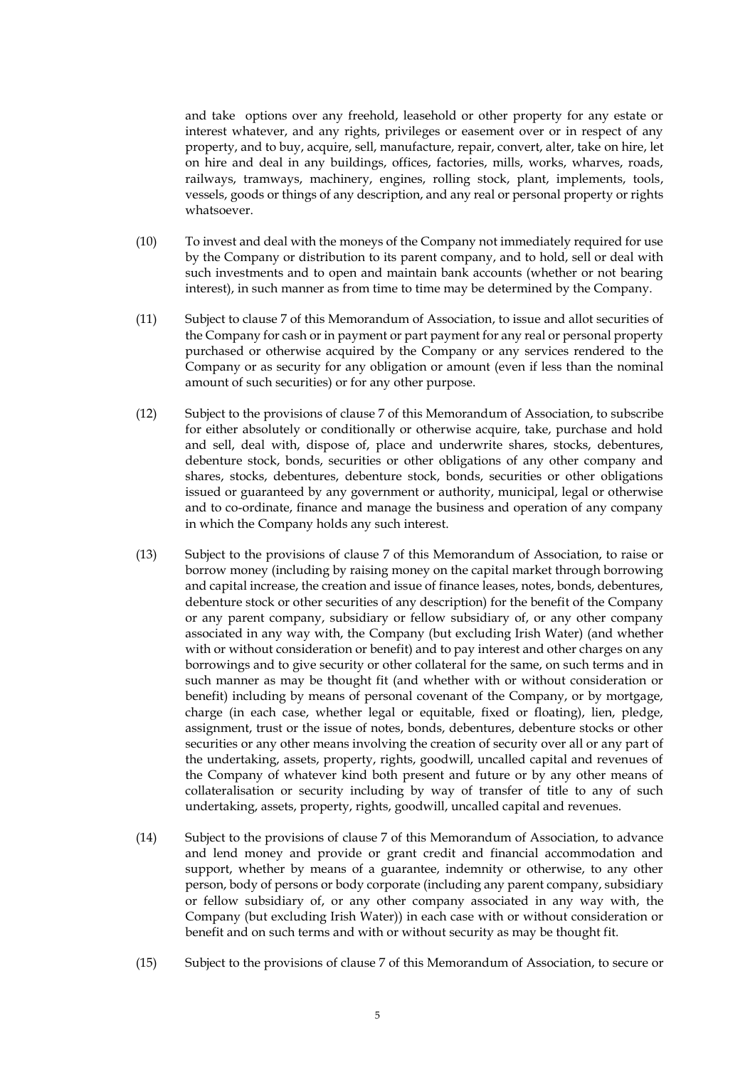and take options over any freehold, leasehold or other property for any estate or interest whatever, and any rights, privileges or easement over or in respect of any property, and to buy, acquire, sell, manufacture, repair, convert, alter, take on hire, let on hire and deal in any buildings, offices, factories, mills, works, wharves, roads, railways, tramways, machinery, engines, rolling stock, plant, implements, tools, vessels, goods or things of any description, and any real or personal property or rights whatsoever.

(10) To invest and deal with the moneys of the Company not immediately required for use by the Company or distribution to its parent company, and to hold, sell or deal with such investments and to open and maintain bank accounts (whether or not bearing interest), in such manner as from time to time may be determined by the Company.

(11) Subject to clause 7 of this Memorandum of Association, to issue and allot securities of the Company for cash or in payment or part payment for any real or personal property purchased or otherwise acquired by the Company or any services rendered to the Company or as security for any obligation or amount (even if less than the nominal amount of such securities) or for any other purpose.

(12) Subject to the provisions of clause 7 of this Memorandum of Association, to subscribe for either absolutely or conditionally or otherwise acquire, take, purchase and hold and sell, deal with, dispose of, place and underwrite shares, stocks, debentures, debenture stock, bonds, securities or other obligations of any other company and shares, stocks, debentures, debenture stock, bonds, securities or other obligations issued or guaranteed by any government or authority, municipal, legal or otherwise and to co-ordinate, finance and manage the business and operation of any company in which the Company holds any such interest.

(13) Subject to the provisions of clause 7 of this Memorandum of Association, to raise or borrow money (including by raising money on the capital market through borrowing and capital increase, the creation and issue of finance leases, notes, bonds, debentures, debenture stock or other securities of any description) for the benefit of the Company or any parent company, subsidiary or fellow subsidiary of, or any other company associated in any way with, the Company (but excluding Irish Water) (and whether with or without consideration or benefit) and to pay interest and other charges on any borrowings and to give security or other collateral for the same, on such terms and in such manner as may be thought fit (and whether with or without consideration or benefit) including by means of personal covenant of the Company, or by mortgage, charge (in each case, whether legal or equitable, fixed or floating), lien, pledge, assignment, trust or the issue of notes, bonds, debentures, debenture stocks or other securities or any other means involving the creation of security over all or any part of the undertaking, assets, property, rights, goodwill, uncalled capital and revenues of the Company of whatever kind both present and future or by any other means of collateralisation or security including by way of transfer of title to any of such undertaking, assets, property, rights, goodwill, uncalled capital and revenues.

(14) Subject to the provisions of clause 7 of this Memorandum of Association, to advance and lend money and provide or grant credit and financial accommodation and support, whether by means of a guarantee, indemnity or otherwise, to any other person, body of persons or body corporate (including any parent company, subsidiary or fellow subsidiary of, or any other company associated in any way with, the Company (but excluding Irish Water)) in each case with or without consideration or benefit and on such terms and with or without security as may be thought fit.

(15) Subject to the provisions of clause 7 of this Memorandum of Association, to secure or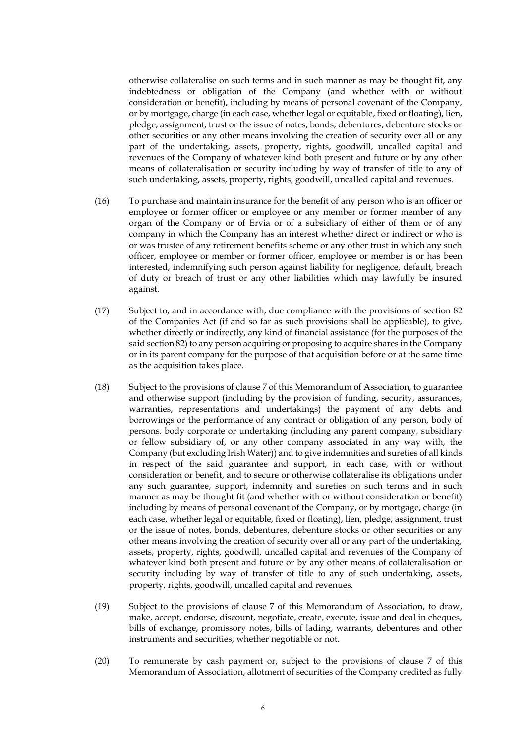otherwise collateralise on such terms and in such manner as may be thought fit, any indebtedness or obligation of the Company (and whether with or without consideration or benefit), including by means of personal covenant of the Company, or by mortgage, charge (in each case, whether legal or equitable, fixed or floating), lien, pledge, assignment, trust or the issue of notes, bonds, debentures, debenture stocks or other securities or any other means involving the creation of security over all or any part of the undertaking, assets, property, rights, goodwill, uncalled capital and revenues of the Company of whatever kind both present and future or by any other means of collateralisation or security including by way of transfer of title to any of such undertaking, assets, property, rights, goodwill, uncalled capital and revenues.

(16) To purchase and maintain insurance for the benefit of any person who is an officer or employee or former officer or employee or any member or former member of any organ of the Company or of Ervia or of a subsidiary of either of them or of any company in which the Company has an interest whether direct or indirect or who is or was trustee of any retirement benefits scheme or any other trust in which any such officer, employee or member or former officer, employee or member is or has been interested, indemnifying such person against liability for negligence, default, breach of duty or breach of trust or any other liabilities which may lawfully be insured against.

(17) Subject to, and in accordance with, due compliance with the provisions of section 82 of the Companies Act (if and so far as such provisions shall be applicable), to give, whether directly or indirectly, any kind of financial assistance (for the purposes of the said section 82) to any person acquiring or proposing to acquire shares in the Company or in its parent company for the purpose of that acquisition before or at the same time as the acquisition takes place.

(18) Subject to the provisions of clause 7 of this Memorandum of Association, to guarantee and otherwise support (including by the provision of funding, security, assurances, warranties, representations and undertakings) the payment of any debts and borrowings or the performance of any contract or obligation of any person, body of persons, body corporate or undertaking (including any parent company, subsidiary or fellow subsidiary of, or any other company associated in any way with, the Company (but excluding Irish Water)) and to give indemnities and sureties of all kinds in respect of the said guarantee and support, in each case, with or without consideration or benefit, and to secure or otherwise collateralise its obligations under any such guarantee, support, indemnity and sureties on such terms and in such manner as may be thought fit (and whether with or without consideration or benefit) including by means of personal covenant of the Company, or by mortgage, charge (in each case, whether legal or equitable, fixed or floating), lien, pledge, assignment, trust or the issue of notes, bonds, debentures, debenture stocks or other securities or any other means involving the creation of security over all or any part of the undertaking, assets, property, rights, goodwill, uncalled capital and revenues of the Company of whatever kind both present and future or by any other means of collateralisation or security including by way of transfer of title to any of such undertaking, assets, property, rights, goodwill, uncalled capital and revenues.

(19) Subject to the provisions of clause 7 of this Memorandum of Association, to draw, make, accept, endorse, discount, negotiate, create, execute, issue and deal in cheques, bills of exchange, promissory notes, bills of lading, warrants, debentures and other instruments and securities, whether negotiable or not.

(20) To remunerate by cash payment or, subject to the provisions of clause 7 of this Memorandum of Association, allotment of securities of the Company credited as fully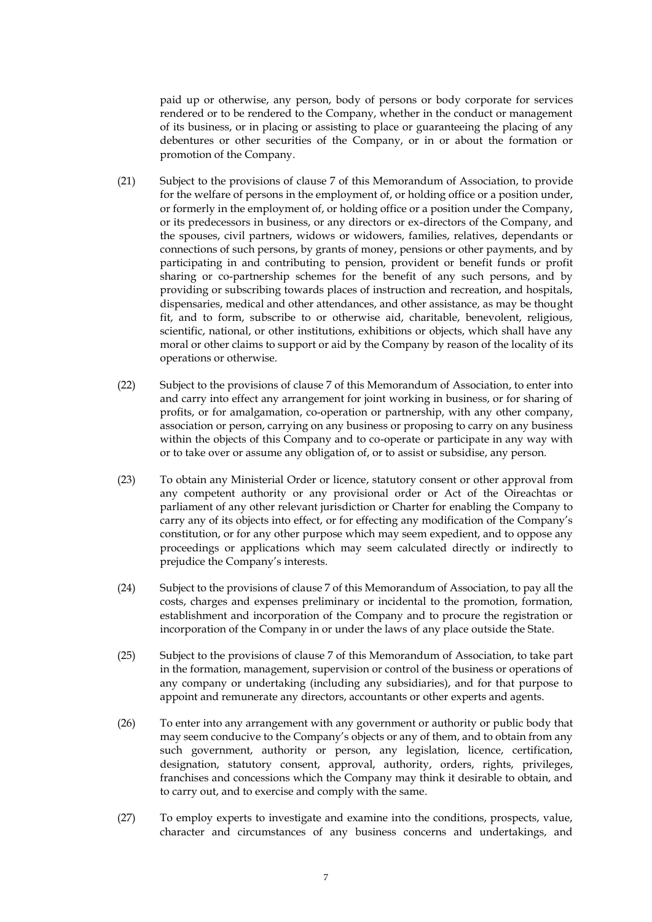paid up or otherwise, any person, body of persons or body corporate for services rendered or to be rendered to the Company, whether in the conduct or management of its business, or in placing or assisting to place or guaranteeing the placing of any debentures or other securities of the Company, or in or about the formation or promotion of the Company.

(21) Subject to the provisions of clause 7 of this Memorandum of Association, to provide for the welfare of persons in the employment of, or holding office or a position under, or formerly in the employment of, or holding office or a position under the Company, or its predecessors in business, or any directors or ex-directors of the Company, and the spouses, civil partners, widows or widowers, families, relatives, dependants or connections of such persons, by grants of money, pensions or other payments, and by participating in and contributing to pension, provident or benefit funds or profit sharing or co-partnership schemes for the benefit of any such persons, and by providing or subscribing towards places of instruction and recreation, and hospitals, dispensaries, medical and other attendances, and other assistance, as may be thought fit, and to form, subscribe to or otherwise aid, charitable, benevolent, religious, scientific, national, or other institutions, exhibitions or objects, which shall have any moral or other claims to support or aid by the Company by reason of the locality of its operations or otherwise.

(22) Subject to the provisions of clause 7 of this Memorandum of Association, to enter into and carry into effect any arrangement for joint working in business, or for sharing of profits, or for amalgamation, co-operation or partnership, with any other company, association or person, carrying on any business or proposing to carry on any business within the objects of this Company and to co-operate or participate in any way with or to take over or assume any obligation of, or to assist or subsidise, any person.

(23) To obtain any Ministerial Order or licence, statutory consent or other approval from any competent authority or any provisional order or Act of the Oireachtas or parliament of any other relevant jurisdiction or Charter for enabling the Company to carry any of its objects into effect, or for effecting any modification of the Company's constitution, or for any other purpose which may seem expedient, and to oppose any proceedings or applications which may seem calculated directly or indirectly to prejudice the Company's interests.

(24) Subject to the provisions of clause 7 of this Memorandum of Association, to pay all the costs, charges and expenses preliminary or incidental to the promotion, formation, establishment and incorporation of the Company and to procure the registration or incorporation of the Company in or under the laws of any place outside the State.

(25) Subject to the provisions of clause 7 of this Memorandum of Association, to take part in the formation, management, supervision or control of the business or operations of any company or undertaking (including any subsidiaries), and for that purpose to appoint and remunerate any directors, accountants or other experts and agents.

(26) To enter into any arrangement with any government or authority or public body that may seem conducive to the Company's objects or any of them, and to obtain from any such government, authority or person, any legislation, licence, certification, designation, statutory consent, approval, authority, orders, rights, privileges, franchises and concessions which the Company may think it desirable to obtain, and to carry out, and to exercise and comply with the same.

(27) To employ experts to investigate and examine into the conditions, prospects, value, character and circumstances of any business concerns and undertakings, and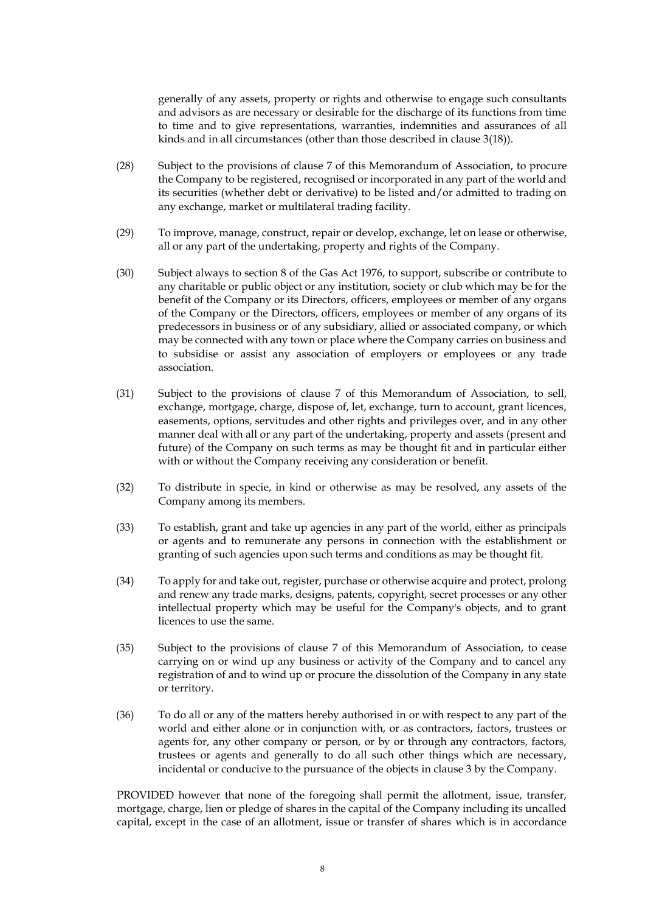generally of any assets, property or rights and otherwise to engage such consultants and advisors as are necessary or desirable for the discharge of its functions from time to time and to give representations, warranties, indemnities and assurances of all kinds and in all circumstances (other than those described in clause 3(18)).

(28) Subject to the provisions of clause 7 of this Memorandum of Association, to procure the Company to be registered, recognised or incorporated in any part of the world and its securities (whether debt or derivative) to be listed and/or admitted to trading on any exchange, market or multilateral trading facility.

(29) To improve, manage, construct, repair or develop, exchange, let on lease or otherwise, all or any part of the undertaking, property and rights of the Company.

(30) Subject always to section 8 of the Gas Act 1976, to support, subscribe or contribute to any charitable or public object or any institution, society or club which may be for the benefit of the Company or its Directors, officers, employees or member of any organs of the Company or the Directors, officers, employees or member of any organs of its predecessors in business or of any subsidiary, allied or associated company, or which may be connected with any town or place where the Company carries on business and to subsidise or assist any association of employers or employees or any trade association.

(31) Subject to the provisions of clause 7 of this Memorandum of Association, to sell, exchange, mortgage, charge, dispose of, let, exchange, turn to account, grant licences, easements, options, servitudes and other rights and privileges over, and in any other manner deal with all or any part of the undertaking, property and assets (present and future) of the Company on such terms as may be thought fit and in particular either with or without the Company receiving any consideration or benefit.

(32) To distribute in specie, in kind or otherwise as may be resolved, any assets of the Company among its members.

(33) To establish, grant and take up agencies in any part of the world, either as principals or agents and to remunerate any persons in connection with the establishment or granting of such agencies upon such terms and conditions as may be thought fit.

(34) To apply for and take out, register, purchase or otherwise acquire and protect, prolong and renew any trade marks, designs, patents, copyright, secret processes or any other intellectual property which may be useful for the Company's objects, and to grant licences to use the same.

(35) Subject to the provisions of clause 7 of this Memorandum of Association, to cease carrying on or wind up any business or activity of the Company and to cancel any registration of and to wind up or procure the dissolution of the Company in any state or territory.

(36) To do all or any of the matters hereby authorised in or with respect to any part of the world and either alone or in conjunction with, or as contractors, factors, trustees or agents for, any other company or person, or by or through any contractors, factors, trustees or agents and generally to do all such other things which are necessary, incidental or conducive to the pursuance of the objects in clause 3 by the Company.

PROVIDED however that none of the foregoing shall permit the allotment, issue, transfer, mortgage, charge, lien or pledge of shares in the capital of the Company including its uncalled capital, except in the case of an allotment, issue or transfer of shares which is in accordance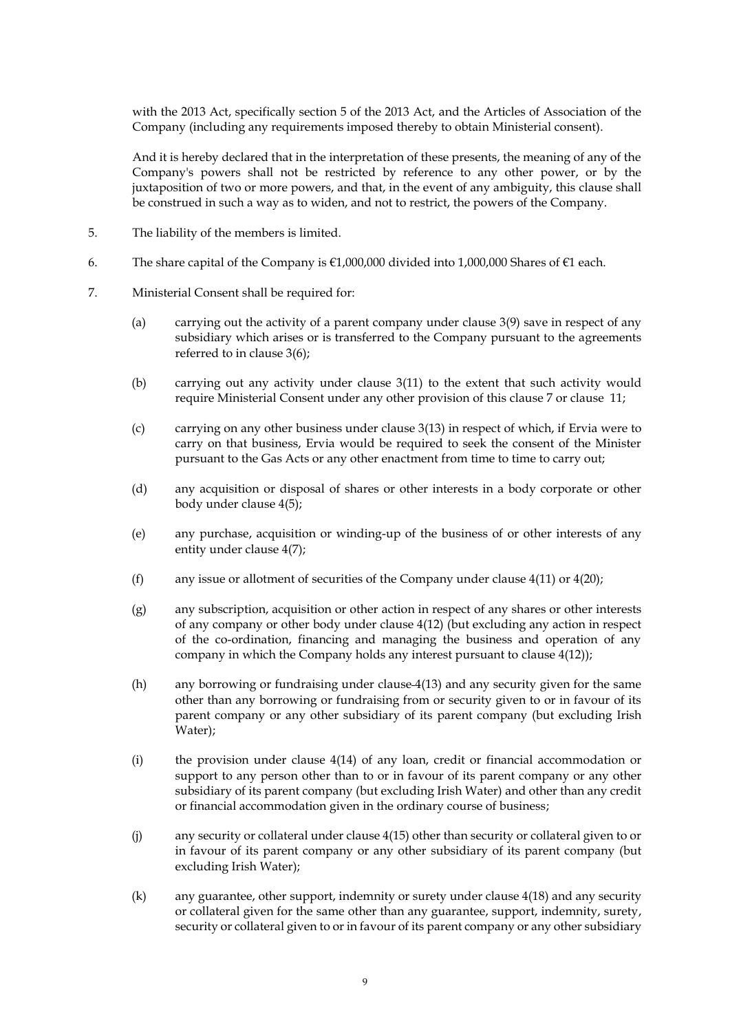with the 2013 Act, specifically section 5 of the 2013 Act, and the Articles of Association of the Company (including any requirements imposed thereby to obtain Ministerial consent).

And it is hereby declared that in the interpretation of these presents, the meaning of any of the Company's powers shall not be restricted by reference to any other power, or by the juxtaposition of two or more powers, and that, in the event of any ambiguity, this clause shall be construed in such a way as to widen, and not to restrict, the powers of the Company.

5. The liability of the members is limited.

6. The share capital of the Company is €1,000,000 divided into 1,000,000 Shares of €1 each.

7. Ministerial Consent shall be required for:

   (a) carrying out the activity of a parent company under clause 3(9) save in respect of any subsidiary which arises or is transferred to the Company pursuant to the agreements referred to in clause 3(6);

   (b) carrying out any activity under clause 3(11) to the extent that such activity would require Ministerial Consent under any other provision of this clause 7 or clause 11;

   (c) carrying on any other business under clause 3(13) in respect of which, if Ervia were to carry on that business, Ervia would be required to seek the consent of the Minister pursuant to the Gas Acts or any other enactment from time to time to carry out;

   (d) any acquisition or disposal of shares or other interests in a body corporate or other body under clause 4(5);

   (e) any purchase, acquisition or winding-up of the business of or other interests of any entity under clause 4(7);

   (f) any issue or allotment of securities of the Company under clause 4(11) or 4(20);

   (g) any subscription, acquisition or other action in respect of any shares or other interests of any company or other body under clause 4(12) (but excluding any action in respect of the co-ordination, financing and managing the business and operation of any company in which the Company holds any interest pursuant to clause 4(12));

   (h) any borrowing or fundraising under clause 4(13) and any security given for the same other than any borrowing or fundraising from or security given to or in favour of its parent company or any other subsidiary of its parent company (but excluding Irish Water);

   (i) the provision under clause 4(14) of any loan, credit or financial accommodation or support to any person other than to or in favour of its parent company or any other subsidiary of its parent company (but excluding Irish Water) and other than any credit or financial accommodation given in the ordinary course of business;

   (j) any security or collateral under clause 4(15) other than security or collateral given to or in favour of its parent company or any other subsidiary of its parent company (but excluding Irish Water);

   (k) any guarantee, other support, indemnity or surety under clause 4(18) and any security or collateral given for the same other than any guarantee, support, indemnity, surety, security or collateral given to or in favour of its parent company or any other subsidiary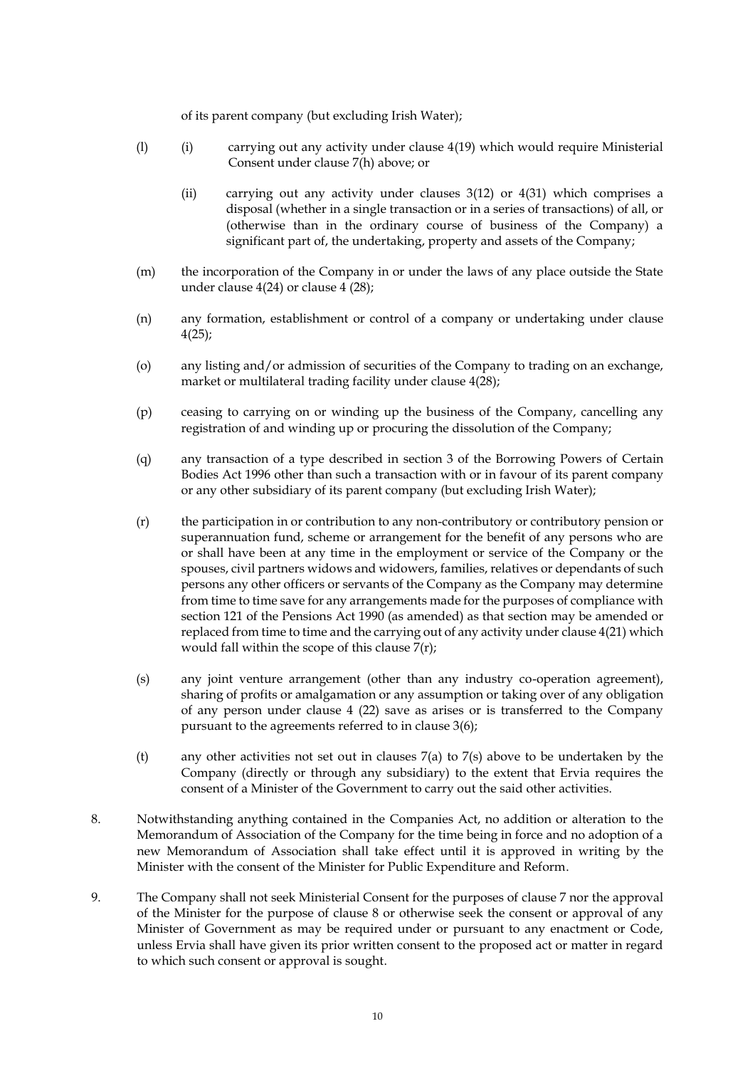of its parent company (but excluding Irish Water);

(l) (i) carrying out any activity under clause 4(19) which would require Ministerial Consent under clause 7(h) above; or

(ii) carrying out any activity under clauses 3(12) or 4(31) which comprises a disposal (whether in a single transaction or in a series of transactions) of all, or (otherwise than in the ordinary course of business of the Company) a significant part of, the undertaking, property and assets of the Company;

(m) the incorporation of the Company in or under the laws of any place outside the State under clause 4(24) or clause 4 (28);

(n) any formation, establishment or control of a company or undertaking under clause 4(25);

(o) any listing and/or admission of securities of the Company to trading on an exchange, market or multilateral trading facility under clause 4(28);

(p) ceasing to carrying on or winding up the business of the Company, cancelling any registration of and winding up or procuring the dissolution of the Company;

(q) any transaction of a type described in section 3 of the Borrowing Powers of Certain Bodies Act 1996 other than such a transaction with or in favour of its parent company or any other subsidiary of its parent company (but excluding Irish Water);

(r) the participation in or contribution to any non-contributory or contributory pension or superannuation fund, scheme or arrangement for the benefit of any persons who are or shall have been at any time in the employment or service of the Company or the spouses, civil partners widows and widowers, families, relatives or dependants of such persons any other officers or servants of the Company as the Company may determine from time to time save for any arrangements made for the purposes of compliance with section 121 of the Pensions Act 1990 (as amended) as that section may be amended or replaced from time to time and the carrying out of any activity under clause 4(21) which would fall within the scope of this clause 7(r);

(s) any joint venture arrangement (other than any industry co-operation agreement), sharing of profits or amalgamation or any assumption or taking over of any obligation of any person under clause 4 (22) save as arises or is transferred to the Company pursuant to the agreements referred to in clause 3(6);

(t) any other activities not set out in clauses 7(a) to 7(s) above to be undertaken by the Company (directly or through any subsidiary) to the extent that Ervia requires the consent of a Minister of the Government to carry out the said other activities.

8. Notwithstanding anything contained in the Companies Act, no addition or alteration to the Memorandum of Association of the Company for the time being in force and no adoption of a new Memorandum of Association shall take effect until it is approved in writing by the Minister with the consent of the Minister for Public Expenditure and Reform.

9. The Company shall not seek Ministerial Consent for the purposes of clause 7 nor the approval of the Minister for the purpose of clause 8 or otherwise seek the consent or approval of any Minister of Government as may be required under or pursuant to any enactment or Code, unless Ervia shall have given its prior written consent to the proposed act or matter in regard to which such consent or approval is sought.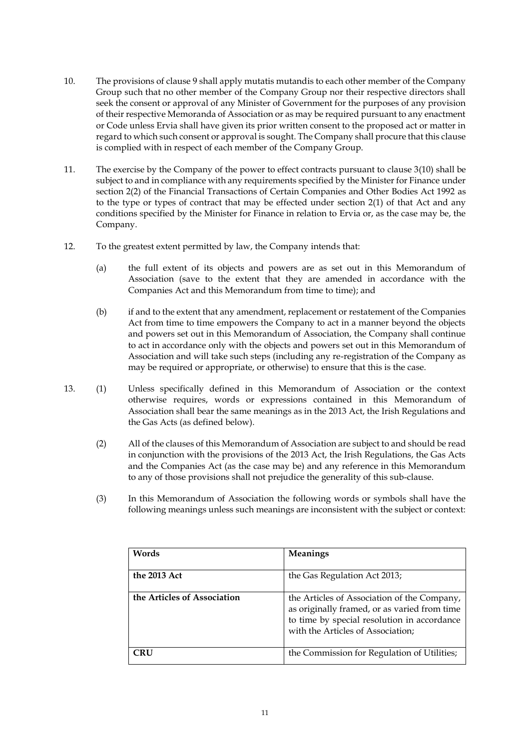10. The provisions of clause 9 shall apply mutatis mutandis to each other member of the Company Group such that no other member of the Company Group nor their respective directors shall seek the consent or approval of any Minister of Government for the purposes of any provision of their respective Memoranda of Association or as may be required pursuant to any enactment or Code unless Ervia shall have given its prior written consent to the proposed act or matter in regard to which such consent or approval is sought. The Company shall procure that this clause is complied with in respect of each member of the Company Group.

11. The exercise by the Company of the power to effect contracts pursuant to clause 3(10) shall be subject to and in compliance with any requirements specified by the Minister for Finance under section 2(2) of the Financial Transactions of Certain Companies and Other Bodies Act 1992 as to the type or types of contract that may be effected under section 2(1) of that Act and any conditions specified by the Minister for Finance in relation to Ervia or, as the case may be, the Company.

12. To the greatest extent permitted by law, the Company intends that:

    (a) the full extent of its objects and powers are as set out in this Memorandum of Association (save to the extent that they are amended in accordance with the Companies Act and this Memorandum from time to time); and

    (b) if and to the extent that any amendment, replacement or restatement of the Companies Act from time to time empowers the Company to act in a manner beyond the objects and powers set out in this Memorandum of Association, the Company shall continue to act in accordance only with the objects and powers set out in this Memorandum of Association and will take such steps (including any re-registration of the Company as may be required or appropriate, or otherwise) to ensure that this is the case.

13. (1) Unless specifically defined in this Memorandum of Association or the context otherwise requires, words or expressions contained in this Memorandum of Association shall bear the same meanings as in the 2013 Act, the Irish Regulations and the Gas Acts (as defined below).

    (2) All of the clauses of this Memorandum of Association are subject to and should be read in conjunction with the provisions of the 2013 Act, the Irish Regulations, the Gas Acts and the Companies Act (as the case may be) and any reference in this Memorandum to any of those provisions shall not prejudice the generality of this sub-clause.

    (3) In this Memorandum of Association the following words or symbols shall have the following meanings unless such meanings are inconsistent with the subject or context:

| Words | Meanings |
|---|---|
| **the 2013 Act** | the Gas Regulation Act 2013; |
| **the Articles of Association** | the Articles of Association of the Company, as originally framed, or as varied from time to time by special resolution in accordance with the Articles of Association; |
| **CRU** | the Commission for Regulation of Utilities; |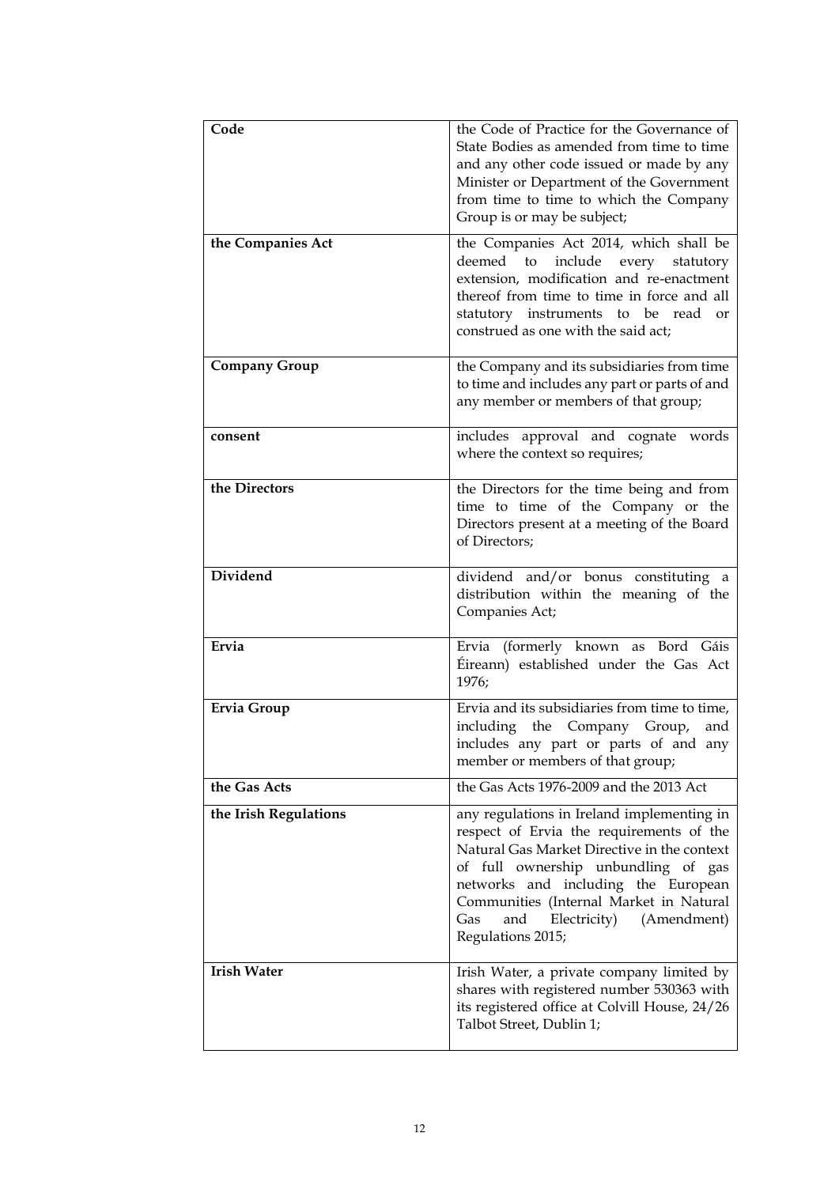| | |
|---|---|
| **Code** | the Code of Practice for the Governance of State Bodies as amended from time to time and any other code issued or made by any Minister or Department of the Government from time to time to which the Company Group is or may be subject; |
| **the Companies Act** | the Companies Act 2014, which shall be deemed to include every statutory extension, modification and re-enactment thereof from time to time in force and all statutory instruments to be read or construed as one with the said act; |
| **Company Group** | the Company and its subsidiaries from time to time and includes any part or parts of and any member or members of that group; |
| **consent** | includes approval and cognate words where the context so requires; |
| **the Directors** | the Directors for the time being and from time to time of the Company or the Directors present at a meeting of the Board of Directors; |
| **Dividend** | dividend and/or bonus constituting a distribution within the meaning of the Companies Act; |
| **Ervia** | Ervia (formerly known as Bord Gáis Éireann) established under the Gas Act 1976; |
| **Ervia Group** | Ervia and its subsidiaries from time to time, including the Company Group, and includes any part or parts of and any member or members of that group; |
| **the Gas Acts** | the Gas Acts 1976-2009 and the 2013 Act |
| **the Irish Regulations** | any regulations in Ireland implementing in respect of Ervia the requirements of the Natural Gas Market Directive in the context of full ownership unbundling of gas networks and including the European Communities (Internal Market in Natural Gas and Electricity) (Amendment) Regulations 2015; |
| **Irish Water** | Irish Water, a private company limited by shares with registered number 530363 with its registered office at Colvill House, 24/26 Talbot Street, Dublin 1; |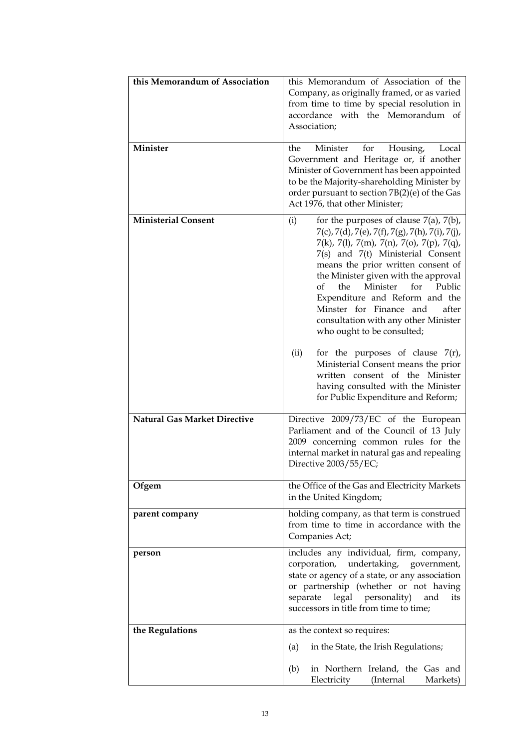| | |
|---|---|
| **this Memorandum of Association** | this Memorandum of Association of the Company, as originally framed, or as varied from time to time by special resolution in accordance with the Memorandum of Association; |
| **Minister** | the Minister for Housing, Local Government and Heritage or, if another Minister of Government has been appointed to be the Majority-shareholding Minister by order pursuant to section 7B(2)(e) of the Gas Act 1976, that other Minister; |
| **Ministerial Consent** | (i) for the purposes of clause 7(a), 7(b), 7(c), 7(d), 7(e), 7(f), 7(g), 7(h), 7(i), 7(j), 7(k), 7(l), 7(m), 7(n), 7(o), 7(p), 7(q), 7(s) and 7(t) Ministerial Consent means the prior written consent of the Minister given with the approval of the Minister for Public Expenditure and Reform and the Minster for Finance and after consultation with any other Minister who ought to be consulted;<br><br>(ii) for the purposes of clause 7(r), Ministerial Consent means the prior written consent of the Minister having consulted with the Minister for Public Expenditure and Reform; |
| **Natural Gas Market Directive** | Directive 2009/73/EC of the European Parliament and of the Council of 13 July 2009 concerning common rules for the internal market in natural gas and repealing Directive 2003/55/EC; |
| **Ofgem** | the Office of the Gas and Electricity Markets in the United Kingdom; |
| **parent company** | holding company, as that term is construed from time to time in accordance with the Companies Act; |
| **person** | includes any individual, firm, company, corporation, undertaking, government, state or agency of a state, or any association or partnership (whether or not having separate legal personality) and its successors in title from time to time; |
| **the Regulations** | as the context so requires:<br><br>(a) in the State, the Irish Regulations;<br><br>(b) in Northern Ireland, the Gas and Electricity (Internal Markets) |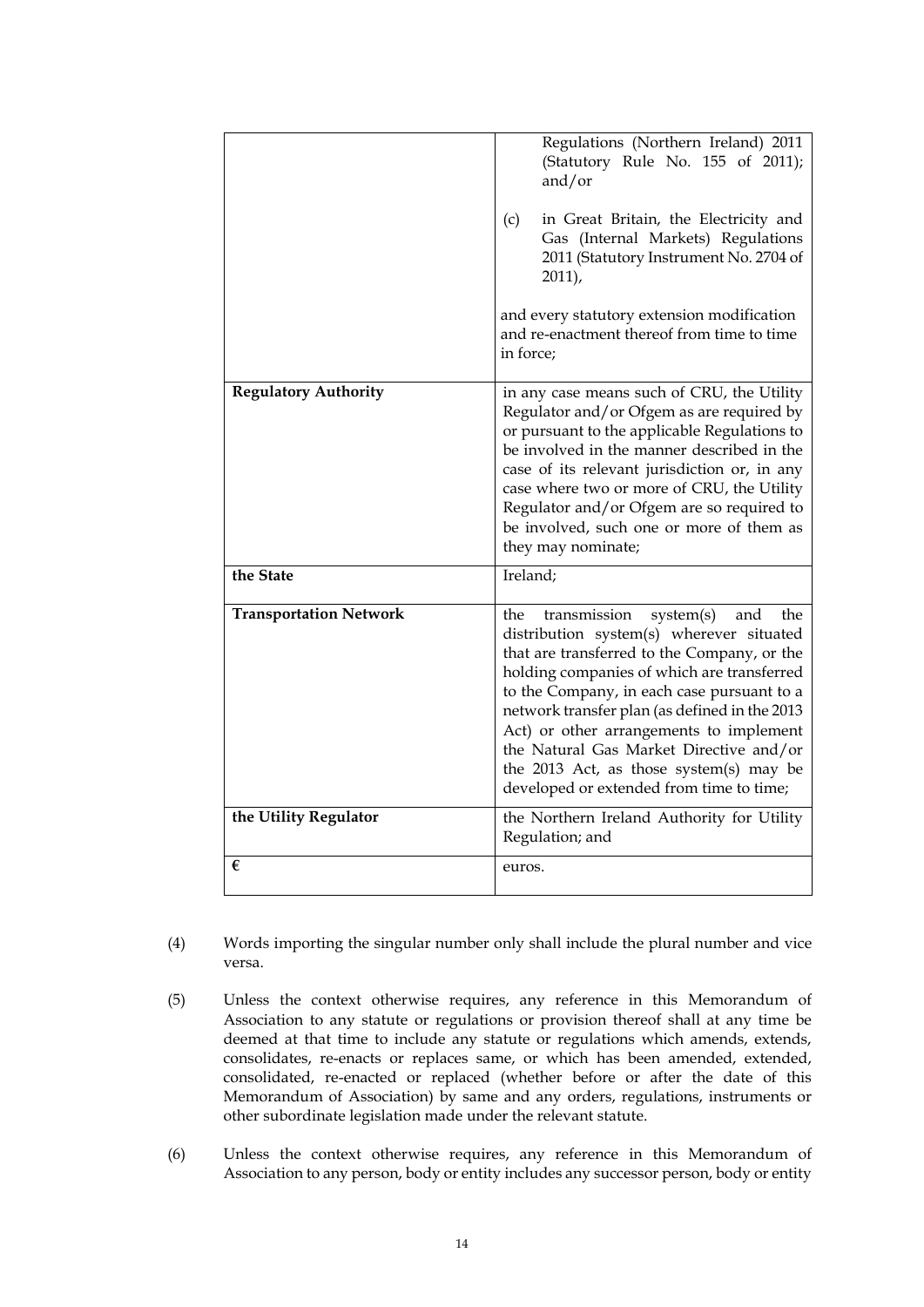| | |
|---|---|
| | Regulations (Northern Ireland) 2011 (Statutory Rule No. 155 of 2011); and/or<br><br>(c) in Great Britain, the Electricity and Gas (Internal Markets) Regulations 2011 (Statutory Instrument No. 2704 of 2011),<br><br>and every statutory extension modification and re-enactment thereof from time to time in force; |
| **Regulatory Authority** | in any case means such of CRU, the Utility Regulator and/or Ofgem as are required by or pursuant to the applicable Regulations to be involved in the manner described in the case of its relevant jurisdiction or, in any case where two or more of CRU, the Utility Regulator and/or Ofgem are so required to be involved, such one or more of them as they may nominate; |
| **the State** | Ireland; |
| **Transportation Network** | the transmission system(s) and the distribution system(s) wherever situated that are transferred to the Company, or the holding companies of which are transferred to the Company, in each case pursuant to a network transfer plan (as defined in the 2013 Act) or other arrangements to implement the Natural Gas Market Directive and/or the 2013 Act, as those system(s) may be developed or extended from time to time; |
| **the Utility Regulator** | the Northern Ireland Authority for Utility Regulation; and |
| **€** | euros. |

(4) Words importing the singular number only shall include the plural number and vice versa.

(5) Unless the context otherwise requires, any reference in this Memorandum of Association to any statute or regulations or provision thereof shall at any time be deemed at that time to include any statute or regulations which amends, extends, consolidates, re-enacts or replaces same, or which has been amended, extended, consolidated, re-enacted or replaced (whether before or after the date of this Memorandum of Association) by same and any orders, regulations, instruments or other subordinate legislation made under the relevant statute.

(6) Unless the context otherwise requires, any reference in this Memorandum of Association to any person, body or entity includes any successor person, body or entity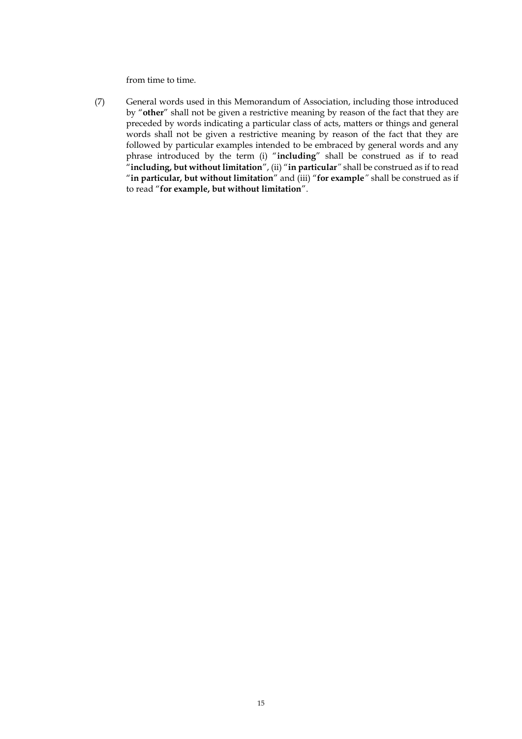from time to time.

(7) General words used in this Memorandum of Association, including those introduced by "**other**" shall not be given a restrictive meaning by reason of the fact that they are preceded by words indicating a particular class of acts, matters or things and general words shall not be given a restrictive meaning by reason of the fact that they are followed by particular examples intended to be embraced by general words and any phrase introduced by the term (i) "**including**" shall be construed as if to read "**including, but without limitation**", (ii) "**in particular**" shall be construed as if to read "**in particular, but without limitation**" and (iii) "**for example**" shall be construed as if to read "**for example, but without limitation**".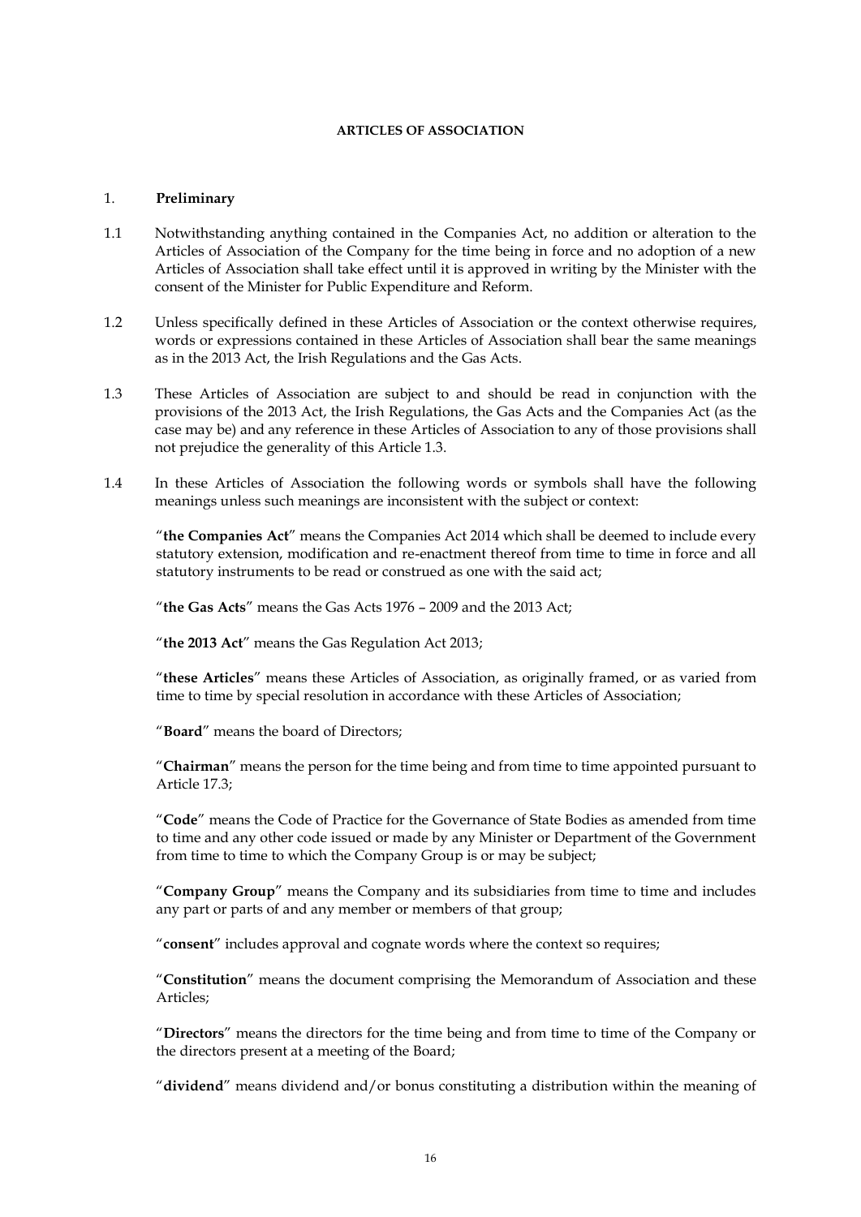**ARTICLES OF ASSOCIATION**

1. **Preliminary**

1.1 Notwithstanding anything contained in the Companies Act, no addition or alteration to the Articles of Association of the Company for the time being in force and no adoption of a new Articles of Association shall take effect until it is approved in writing by the Minister with the consent of the Minister for Public Expenditure and Reform.

1.2 Unless specifically defined in these Articles of Association or the context otherwise requires, words or expressions contained in these Articles of Association shall bear the same meanings as in the 2013 Act, the Irish Regulations and the Gas Acts.

1.3 These Articles of Association are subject to and should be read in conjunction with the provisions of the 2013 Act, the Irish Regulations, the Gas Acts and the Companies Act (as the case may be) and any reference in these Articles of Association to any of those provisions shall not prejudice the generality of this Article 1.3.

1.4 In these Articles of Association the following words or symbols shall have the following meanings unless such meanings are inconsistent with the subject or context:

"**the Companies Act**" means the Companies Act 2014 which shall be deemed to include every statutory extension, modification and re-enactment thereof from time to time in force and all statutory instruments to be read or construed as one with the said act;

"**the Gas Acts**" means the Gas Acts 1976 – 2009 and the 2013 Act;

"**the 2013 Act**" means the Gas Regulation Act 2013;

"**these Articles**" means these Articles of Association, as originally framed, or as varied from time to time by special resolution in accordance with these Articles of Association;

"**Board**" means the board of Directors;

"**Chairman**" means the person for the time being and from time to time appointed pursuant to Article 17.3;

"**Code**" means the Code of Practice for the Governance of State Bodies as amended from time to time and any other code issued or made by any Minister or Department of the Government from time to time to which the Company Group is or may be subject;

"**Company Group**" means the Company and its subsidiaries from time to time and includes any part or parts of and any member or members of that group;

"**consent**" includes approval and cognate words where the context so requires;

"**Constitution**" means the document comprising the Memorandum of Association and these Articles;

"**Directors**" means the directors for the time being and from time to time of the Company or the directors present at a meeting of the Board;

"**dividend**" means dividend and/or bonus constituting a distribution within the meaning of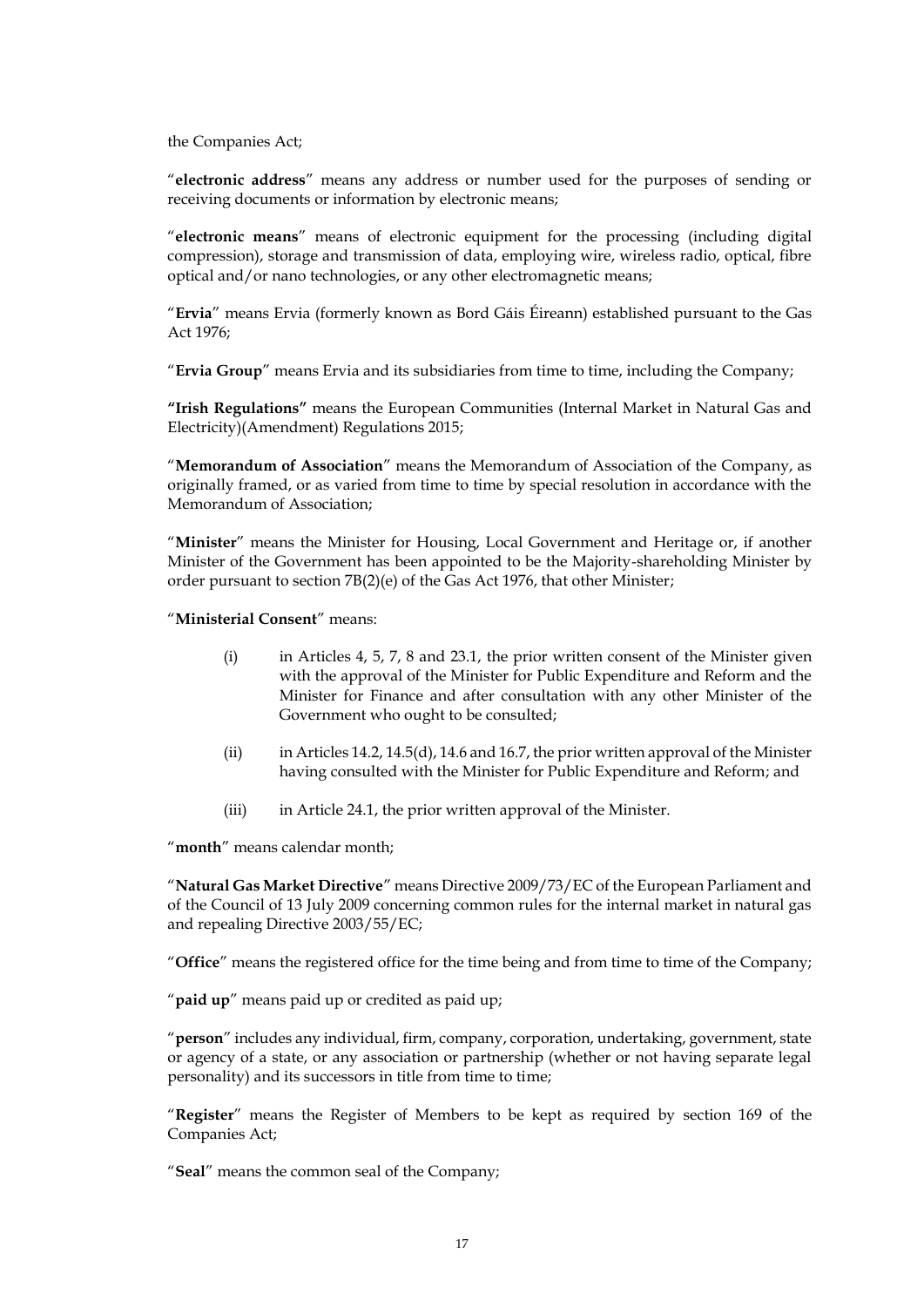the Companies Act;

"**electronic address**" means any address or number used for the purposes of sending or receiving documents or information by electronic means;

"**electronic means**" means of electronic equipment for the processing (including digital compression), storage and transmission of data, employing wire, wireless radio, optical, fibre optical and/or nano technologies, or any other electromagnetic means;

"**Ervia**" means Ervia (formerly known as Bord Gáis Éireann) established pursuant to the Gas Act 1976;

"**Ervia Group**" means Ervia and its subsidiaries from time to time, including the Company;

**"Irish Regulations"** means the European Communities (Internal Market in Natural Gas and Electricity)(Amendment) Regulations 2015;

"**Memorandum of Association**" means the Memorandum of Association of the Company, as originally framed, or as varied from time to time by special resolution in accordance with the Memorandum of Association;

"**Minister**" means the Minister for Housing, Local Government and Heritage or, if another Minister of the Government has been appointed to be the Majority-shareholding Minister by order pursuant to section 7B(2)(e) of the Gas Act 1976, that other Minister;

"**Ministerial Consent**" means:

(i) in Articles 4, 5, 7, 8 and 23.1, the prior written consent of the Minister given with the approval of the Minister for Public Expenditure and Reform and the Minister for Finance and after consultation with any other Minister of the Government who ought to be consulted;

(ii) in Articles 14.2, 14.5(d), 14.6 and 16.7, the prior written approval of the Minister having consulted with the Minister for Public Expenditure and Reform; and

(iii) in Article 24.1, the prior written approval of the Minister.

"**month**" means calendar month;

"**Natural Gas Market Directive**" means Directive 2009/73/EC of the European Parliament and of the Council of 13 July 2009 concerning common rules for the internal market in natural gas and repealing Directive 2003/55/EC;

"**Office**" means the registered office for the time being and from time to time of the Company;

"**paid up**" means paid up or credited as paid up;

"**person**" includes any individual, firm, company, corporation, undertaking, government, state or agency of a state, or any association or partnership (whether or not having separate legal personality) and its successors in title from time to time;

"**Register**" means the Register of Members to be kept as required by section 169 of the Companies Act;

"**Seal**" means the common seal of the Company;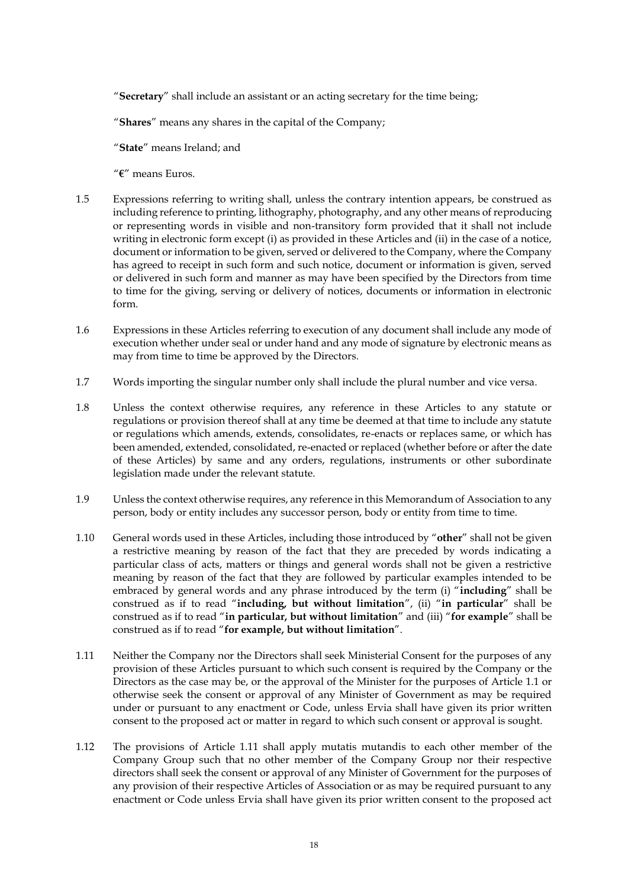"**Secretary**" shall include an assistant or an acting secretary for the time being;

"**Shares**" means any shares in the capital of the Company;

"**State**" means Ireland; and

"**€**" means Euros.

1.5 Expressions referring to writing shall, unless the contrary intention appears, be construed as including reference to printing, lithography, photography, and any other means of reproducing or representing words in visible and non-transitory form provided that it shall not include writing in electronic form except (i) as provided in these Articles and (ii) in the case of a notice, document or information to be given, served or delivered to the Company, where the Company has agreed to receipt in such form and such notice, document or information is given, served or delivered in such form and manner as may have been specified by the Directors from time to time for the giving, serving or delivery of notices, documents or information in electronic form.

1.6 Expressions in these Articles referring to execution of any document shall include any mode of execution whether under seal or under hand and any mode of signature by electronic means as may from time to time be approved by the Directors.

1.7 Words importing the singular number only shall include the plural number and vice versa.

1.8 Unless the context otherwise requires, any reference in these Articles to any statute or regulations or provision thereof shall at any time be deemed at that time to include any statute or regulations which amends, extends, consolidates, re-enacts or replaces same, or which has been amended, extended, consolidated, re-enacted or replaced (whether before or after the date of these Articles) by same and any orders, regulations, instruments or other subordinate legislation made under the relevant statute.

1.9 Unless the context otherwise requires, any reference in this Memorandum of Association to any person, body or entity includes any successor person, body or entity from time to time.

1.10 General words used in these Articles, including those introduced by "**other**" shall not be given a restrictive meaning by reason of the fact that they are preceded by words indicating a particular class of acts, matters or things and general words shall not be given a restrictive meaning by reason of the fact that they are followed by particular examples intended to be embraced by general words and any phrase introduced by the term (i) "**including**" shall be construed as if to read "**including, but without limitation**", (ii) "**in particular**" shall be construed as if to read "**in particular, but without limitation**" and (iii) "**for example**" shall be construed as if to read "**for example, but without limitation**".

1.11 Neither the Company nor the Directors shall seek Ministerial Consent for the purposes of any provision of these Articles pursuant to which such consent is required by the Company or the Directors as the case may be, or the approval of the Minister for the purposes of Article 1.1 or otherwise seek the consent or approval of any Minister of Government as may be required under or pursuant to any enactment or Code, unless Ervia shall have given its prior written consent to the proposed act or matter in regard to which such consent or approval is sought.

1.12 The provisions of Article 1.11 shall apply mutatis mutandis to each other member of the Company Group such that no other member of the Company Group nor their respective directors shall seek the consent or approval of any Minister of Government for the purposes of any provision of their respective Articles of Association or as may be required pursuant to any enactment or Code unless Ervia shall have given its prior written consent to the proposed act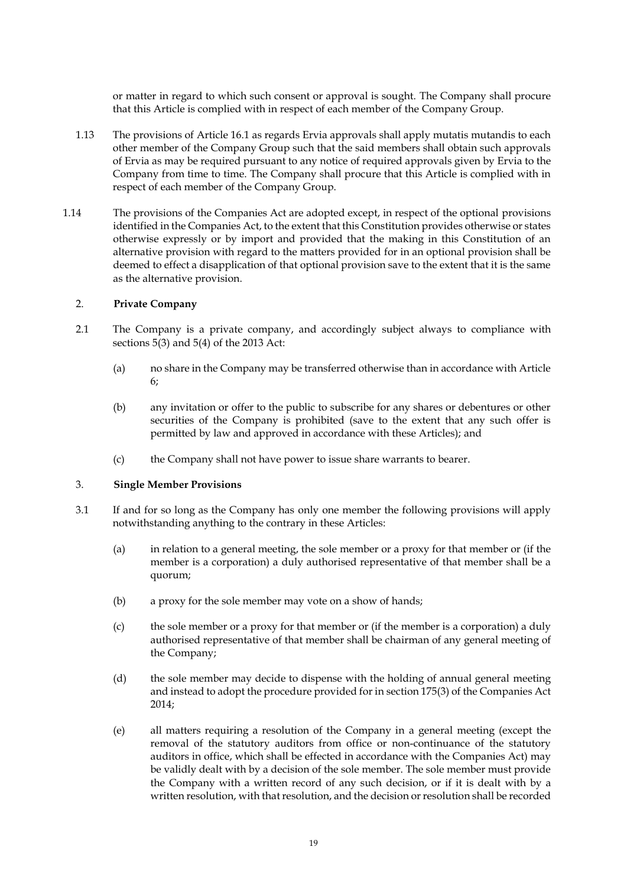or matter in regard to which such consent or approval is sought. The Company shall procure that this Article is complied with in respect of each member of the Company Group.

1.13 The provisions of Article 16.1 as regards Ervia approvals shall apply mutatis mutandis to each other member of the Company Group such that the said members shall obtain such approvals of Ervia as may be required pursuant to any notice of required approvals given by Ervia to the Company from time to time. The Company shall procure that this Article is complied with in respect of each member of the Company Group.

1.14 The provisions of the Companies Act are adopted except, in respect of the optional provisions identified in the Companies Act, to the extent that this Constitution provides otherwise or states otherwise expressly or by import and provided that the making in this Constitution of an alternative provision with regard to the matters provided for in an optional provision shall be deemed to effect a disapplication of that optional provision save to the extent that it is the same as the alternative provision.

## 2. Private Company

2.1 The Company is a private company, and accordingly subject always to compliance with sections 5(3) and 5(4) of the 2013 Act:

(a) no share in the Company may be transferred otherwise than in accordance with Article 6;

(b) any invitation or offer to the public to subscribe for any shares or debentures or other securities of the Company is prohibited (save to the extent that any such offer is permitted by law and approved in accordance with these Articles); and

(c) the Company shall not have power to issue share warrants to bearer.

## 3. Single Member Provisions

3.1 If and for so long as the Company has only one member the following provisions will apply notwithstanding anything to the contrary in these Articles:

(a) in relation to a general meeting, the sole member or a proxy for that member or (if the member is a corporation) a duly authorised representative of that member shall be a quorum;

(b) a proxy for the sole member may vote on a show of hands;

(c) the sole member or a proxy for that member or (if the member is a corporation) a duly authorised representative of that member shall be chairman of any general meeting of the Company;

(d) the sole member may decide to dispense with the holding of annual general meeting and instead to adopt the procedure provided for in section 175(3) of the Companies Act 2014;

(e) all matters requiring a resolution of the Company in a general meeting (except the removal of the statutory auditors from office or non-continuance of the statutory auditors in office, which shall be effected in accordance with the Companies Act) may be validly dealt with by a decision of the sole member. The sole member must provide the Company with a written record of any such decision, or if it is dealt with by a written resolution, with that resolution, and the decision or resolution shall be recorded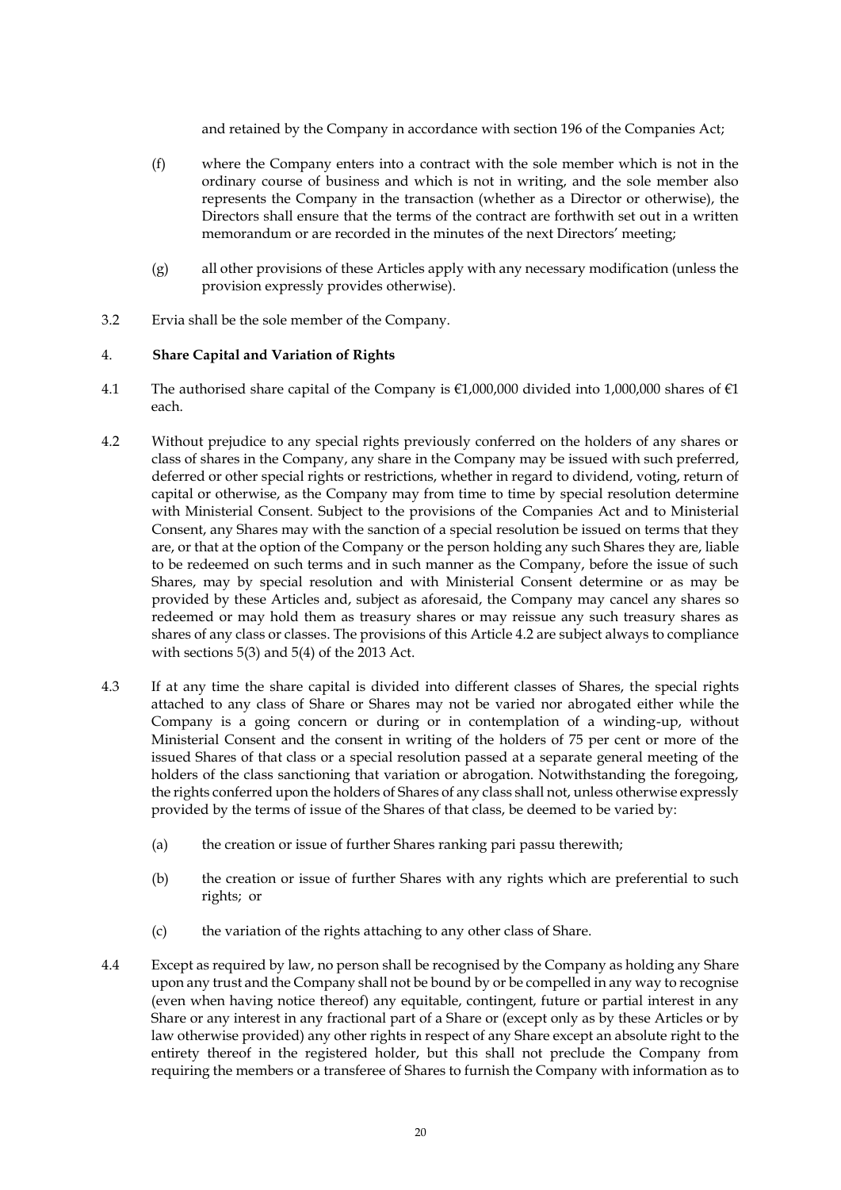and retained by the Company in accordance with section 196 of the Companies Act;

(f) where the Company enters into a contract with the sole member which is not in the ordinary course of business and which is not in writing, and the sole member also represents the Company in the transaction (whether as a Director or otherwise), the Directors shall ensure that the terms of the contract are forthwith set out in a written memorandum or are recorded in the minutes of the next Directors' meeting;

(g) all other provisions of these Articles apply with any necessary modification (unless the provision expressly provides otherwise).

3.2 Ervia shall be the sole member of the Company.

### 4. Share Capital and Variation of Rights

4.1 The authorised share capital of the Company is €1,000,000 divided into 1,000,000 shares of €1 each.

4.2 Without prejudice to any special rights previously conferred on the holders of any shares or class of shares in the Company, any share in the Company may be issued with such preferred, deferred or other special rights or restrictions, whether in regard to dividend, voting, return of capital or otherwise, as the Company may from time to time by special resolution determine with Ministerial Consent. Subject to the provisions of the Companies Act and to Ministerial Consent, any Shares may with the sanction of a special resolution be issued on terms that they are, or that at the option of the Company or the person holding any such Shares they are, liable to be redeemed on such terms and in such manner as the Company, before the issue of such Shares, may by special resolution and with Ministerial Consent determine or as may be provided by these Articles and, subject as aforesaid, the Company may cancel any shares so redeemed or may hold them as treasury shares or may reissue any such treasury shares as shares of any class or classes. The provisions of this Article 4.2 are subject always to compliance with sections 5(3) and 5(4) of the 2013 Act.

4.3 If at any time the share capital is divided into different classes of Shares, the special rights attached to any class of Share or Shares may not be varied nor abrogated either while the Company is a going concern or during or in contemplation of a winding-up, without Ministerial Consent and the consent in writing of the holders of 75 per cent or more of the issued Shares of that class or a special resolution passed at a separate general meeting of the holders of the class sanctioning that variation or abrogation. Notwithstanding the foregoing, the rights conferred upon the holders of Shares of any class shall not, unless otherwise expressly provided by the terms of issue of the Shares of that class, be deemed to be varied by:

(a) the creation or issue of further Shares ranking pari passu therewith;

(b) the creation or issue of further Shares with any rights which are preferential to such rights; or

(c) the variation of the rights attaching to any other class of Share.

4.4 Except as required by law, no person shall be recognised by the Company as holding any Share upon any trust and the Company shall not be bound by or be compelled in any way to recognise (even when having notice thereof) any equitable, contingent, future or partial interest in any Share or any interest in any fractional part of a Share or (except only as by these Articles or by law otherwise provided) any other rights in respect of any Share except an absolute right to the entirety thereof in the registered holder, but this shall not preclude the Company from requiring the members or a transferee of Shares to furnish the Company with information as to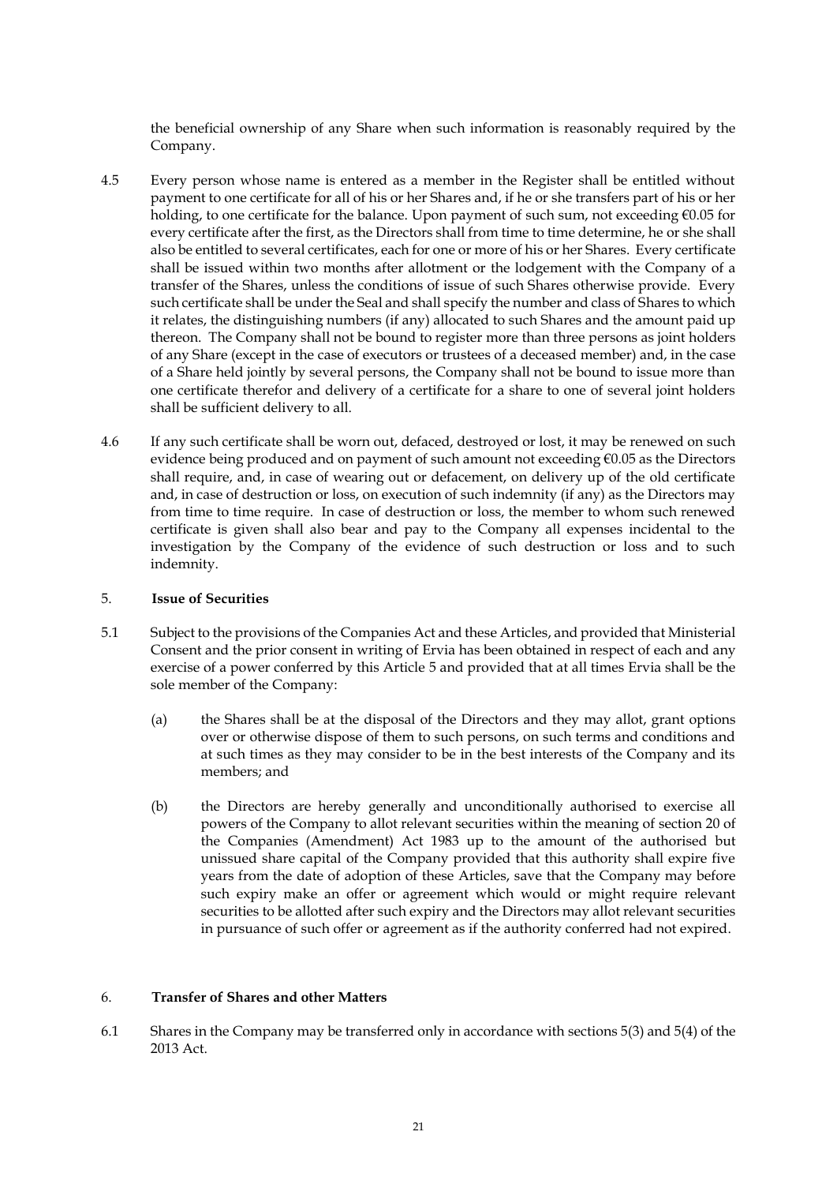the beneficial ownership of any Share when such information is reasonably required by the Company.

4.5 Every person whose name is entered as a member in the Register shall be entitled without payment to one certificate for all of his or her Shares and, if he or she transfers part of his or her holding, to one certificate for the balance. Upon payment of such sum, not exceeding €0.05 for every certificate after the first, as the Directors shall from time to time determine, he or she shall also be entitled to several certificates, each for one or more of his or her Shares. Every certificate shall be issued within two months after allotment or the lodgement with the Company of a transfer of the Shares, unless the conditions of issue of such Shares otherwise provide. Every such certificate shall be under the Seal and shall specify the number and class of Shares to which it relates, the distinguishing numbers (if any) allocated to such Shares and the amount paid up thereon. The Company shall not be bound to register more than three persons as joint holders of any Share (except in the case of executors or trustees of a deceased member) and, in the case of a Share held jointly by several persons, the Company shall not be bound to issue more than one certificate therefor and delivery of a certificate for a share to one of several joint holders shall be sufficient delivery to all.

4.6 If any such certificate shall be worn out, defaced, destroyed or lost, it may be renewed on such evidence being produced and on payment of such amount not exceeding €0.05 as the Directors shall require, and, in case of wearing out or defacement, on delivery up of the old certificate and, in case of destruction or loss, on execution of such indemnity (if any) as the Directors may from time to time require. In case of destruction or loss, the member to whom such renewed certificate is given shall also bear and pay to the Company all expenses incidental to the investigation by the Company of the evidence of such destruction or loss and to such indemnity.

## 5. Issue of Securities

5.1 Subject to the provisions of the Companies Act and these Articles, and provided that Ministerial Consent and the prior consent in writing of Ervia has been obtained in respect of each and any exercise of a power conferred by this Article 5 and provided that at all times Ervia shall be the sole member of the Company:

(a) the Shares shall be at the disposal of the Directors and they may allot, grant options over or otherwise dispose of them to such persons, on such terms and conditions and at such times as they may consider to be in the best interests of the Company and its members; and

(b) the Directors are hereby generally and unconditionally authorised to exercise all powers of the Company to allot relevant securities within the meaning of section 20 of the Companies (Amendment) Act 1983 up to the amount of the authorised but unissued share capital of the Company provided that this authority shall expire five years from the date of adoption of these Articles, save that the Company may before such expiry make an offer or agreement which would or might require relevant securities to be allotted after such expiry and the Directors may allot relevant securities in pursuance of such offer or agreement as if the authority conferred had not expired.

## 6. Transfer of Shares and other Matters

6.1 Shares in the Company may be transferred only in accordance with sections 5(3) and 5(4) of the 2013 Act.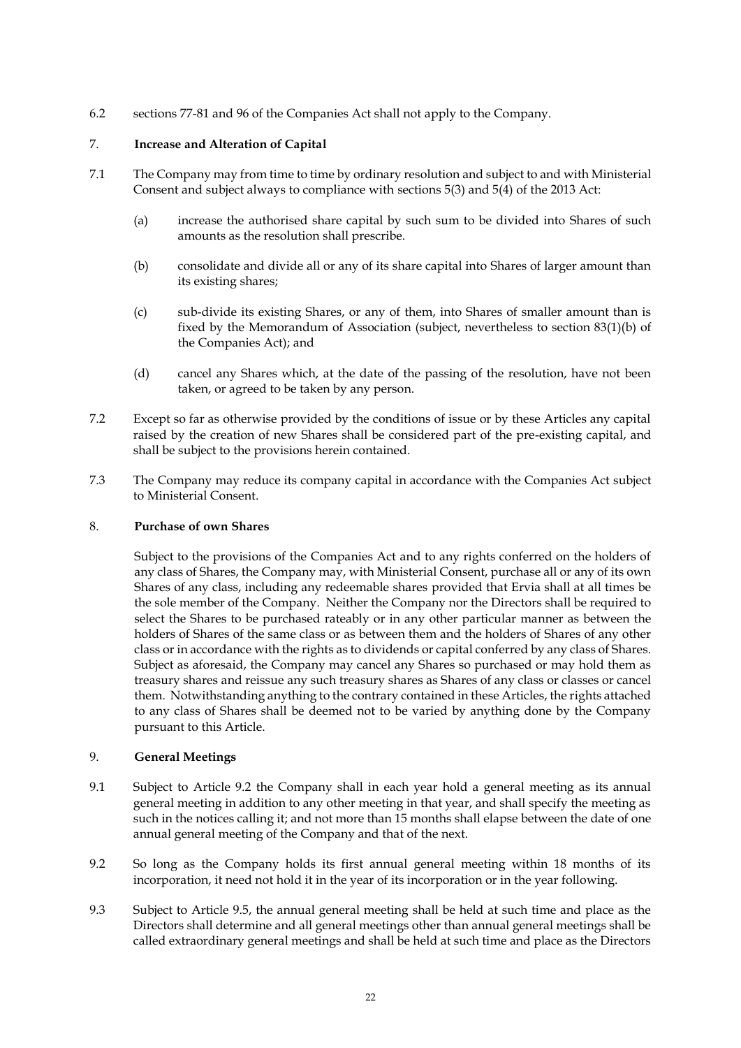6.2 sections 77-81 and 96 of the Companies Act shall not apply to the Company.

## 7. Increase and Alteration of Capital

7.1 The Company may from time to time by ordinary resolution and subject to and with Ministerial Consent and subject always to compliance with sections 5(3) and 5(4) of the 2013 Act:

(a) increase the authorised share capital by such sum to be divided into Shares of such amounts as the resolution shall prescribe.

(b) consolidate and divide all or any of its share capital into Shares of larger amount than its existing shares;

(c) sub-divide its existing Shares, or any of them, into Shares of smaller amount than is fixed by the Memorandum of Association (subject, nevertheless to section 83(1)(b) of the Companies Act); and

(d) cancel any Shares which, at the date of the passing of the resolution, have not been taken, or agreed to be taken by any person.

7.2 Except so far as otherwise provided by the conditions of issue or by these Articles any capital raised by the creation of new Shares shall be considered part of the pre-existing capital, and shall be subject to the provisions herein contained.

7.3 The Company may reduce its company capital in accordance with the Companies Act subject to Ministerial Consent.

## 8. Purchase of own Shares

Subject to the provisions of the Companies Act and to any rights conferred on the holders of any class of Shares, the Company may, with Ministerial Consent, purchase all or any of its own Shares of any class, including any redeemable shares provided that Ervia shall at all times be the sole member of the Company. Neither the Company nor the Directors shall be required to select the Shares to be purchased rateably or in any other particular manner as between the holders of Shares of the same class or as between them and the holders of Shares of any other class or in accordance with the rights as to dividends or capital conferred by any class of Shares. Subject as aforesaid, the Company may cancel any Shares so purchased or may hold them as treasury shares and reissue any such treasury shares as Shares of any class or classes or cancel them. Notwithstanding anything to the contrary contained in these Articles, the rights attached to any class of Shares shall be deemed not to be varied by anything done by the Company pursuant to this Article.

## 9. General Meetings

9.1 Subject to Article 9.2 the Company shall in each year hold a general meeting as its annual general meeting in addition to any other meeting in that year, and shall specify the meeting as such in the notices calling it; and not more than 15 months shall elapse between the date of one annual general meeting of the Company and that of the next.

9.2 So long as the Company holds its first annual general meeting within 18 months of its incorporation, it need not hold it in the year of its incorporation or in the year following.

9.3 Subject to Article 9.5, the annual general meeting shall be held at such time and place as the Directors shall determine and all general meetings other than annual general meetings shall be called extraordinary general meetings and shall be held at such time and place as the Directors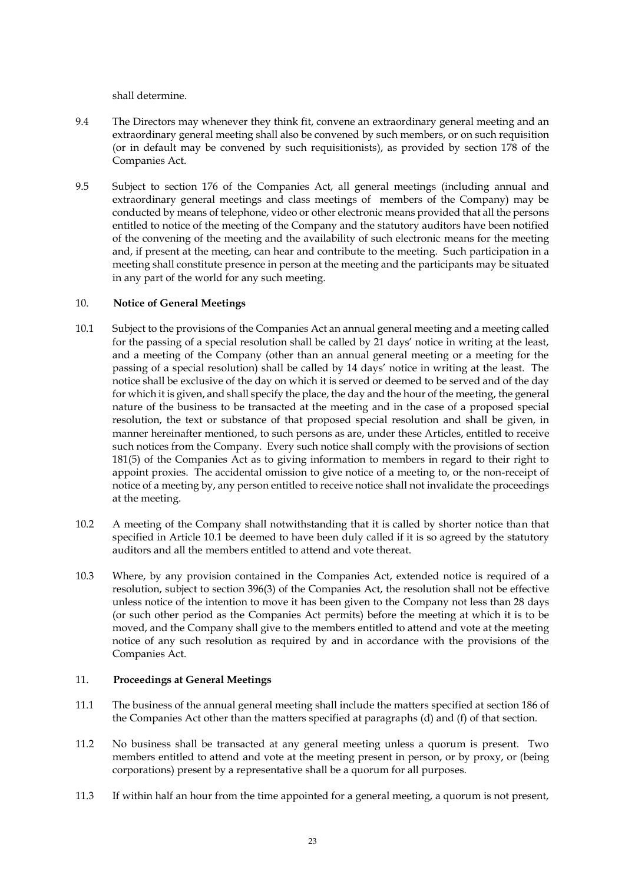shall determine.

9.4 The Directors may whenever they think fit, convene an extraordinary general meeting and an extraordinary general meeting shall also be convened by such members, or on such requisition (or in default may be convened by such requisitionists), as provided by section 178 of the Companies Act.

9.5 Subject to section 176 of the Companies Act, all general meetings (including annual and extraordinary general meetings and class meetings of members of the Company) may be conducted by means of telephone, video or other electronic means provided that all the persons entitled to notice of the meeting of the Company and the statutory auditors have been notified of the convening of the meeting and the availability of such electronic means for the meeting and, if present at the meeting, can hear and contribute to the meeting. Such participation in a meeting shall constitute presence in person at the meeting and the participants may be situated in any part of the world for any such meeting.

## 10. Notice of General Meetings

10.1 Subject to the provisions of the Companies Act an annual general meeting and a meeting called for the passing of a special resolution shall be called by 21 days' notice in writing at the least, and a meeting of the Company (other than an annual general meeting or a meeting for the passing of a special resolution) shall be called by 14 days' notice in writing at the least. The notice shall be exclusive of the day on which it is served or deemed to be served and of the day for which it is given, and shall specify the place, the day and the hour of the meeting, the general nature of the business to be transacted at the meeting and in the case of a proposed special resolution, the text or substance of that proposed special resolution and shall be given, in manner hereinafter mentioned, to such persons as are, under these Articles, entitled to receive such notices from the Company. Every such notice shall comply with the provisions of section 181(5) of the Companies Act as to giving information to members in regard to their right to appoint proxies. The accidental omission to give notice of a meeting to, or the non-receipt of notice of a meeting by, any person entitled to receive notice shall not invalidate the proceedings at the meeting.

10.2 A meeting of the Company shall notwithstanding that it is called by shorter notice than that specified in Article 10.1 be deemed to have been duly called if it is so agreed by the statutory auditors and all the members entitled to attend and vote thereat.

10.3 Where, by any provision contained in the Companies Act, extended notice is required of a resolution, subject to section 396(3) of the Companies Act, the resolution shall not be effective unless notice of the intention to move it has been given to the Company not less than 28 days (or such other period as the Companies Act permits) before the meeting at which it is to be moved, and the Company shall give to the members entitled to attend and vote at the meeting notice of any such resolution as required by and in accordance with the provisions of the Companies Act.

## 11. Proceedings at General Meetings

11.1 The business of the annual general meeting shall include the matters specified at section 186 of the Companies Act other than the matters specified at paragraphs (d) and (f) of that section.

11.2 No business shall be transacted at any general meeting unless a quorum is present. Two members entitled to attend and vote at the meeting present in person, or by proxy, or (being corporations) present by a representative shall be a quorum for all purposes.

11.3 If within half an hour from the time appointed for a general meeting, a quorum is not present,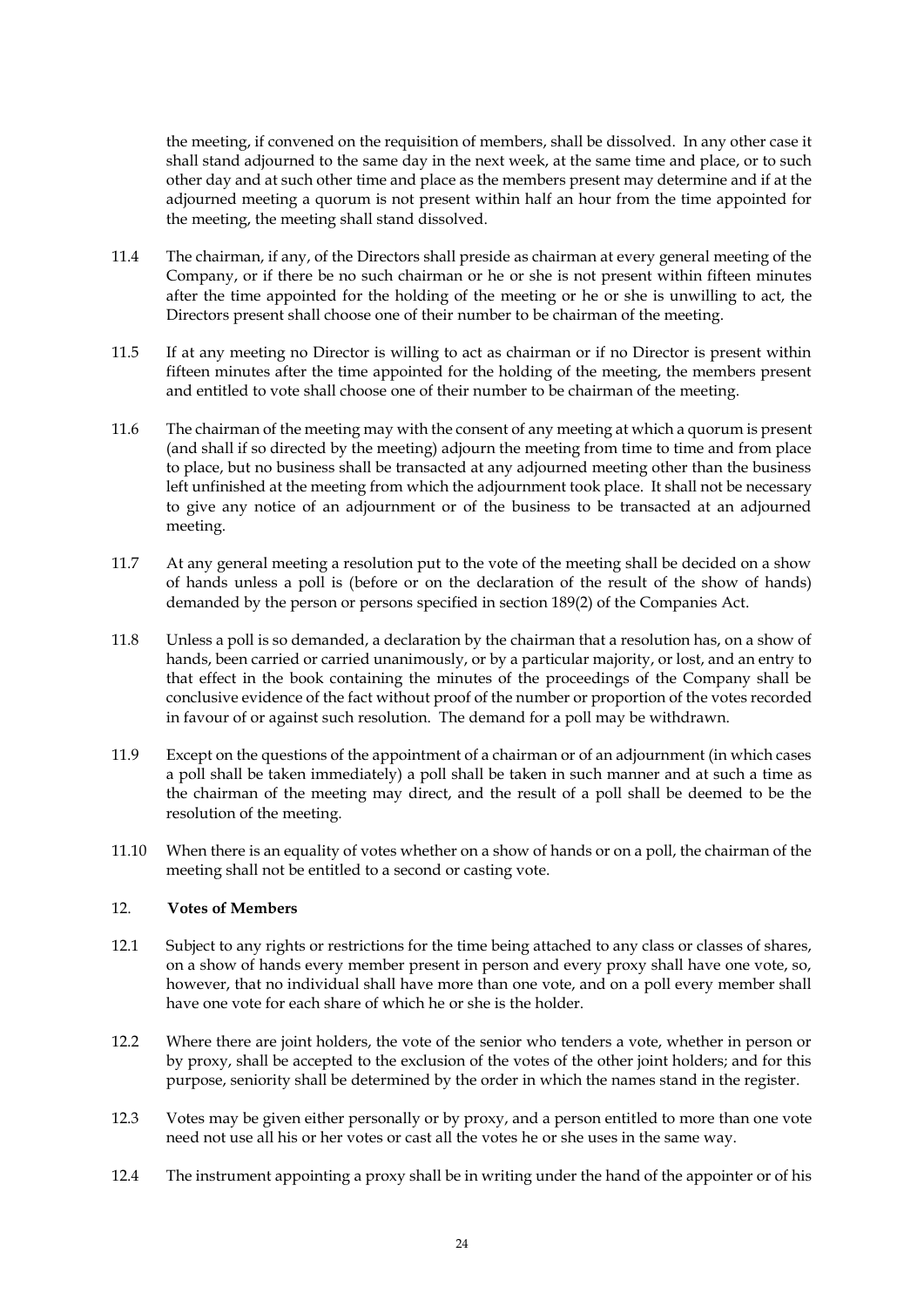the meeting, if convened on the requisition of members, shall be dissolved. In any other case it shall stand adjourned to the same day in the next week, at the same time and place, or to such other day and at such other time and place as the members present may determine and if at the adjourned meeting a quorum is not present within half an hour from the time appointed for the meeting, the meeting shall stand dissolved.

11.4 The chairman, if any, of the Directors shall preside as chairman at every general meeting of the Company, or if there be no such chairman or he or she is not present within fifteen minutes after the time appointed for the holding of the meeting or he or she is unwilling to act, the Directors present shall choose one of their number to be chairman of the meeting.

11.5 If at any meeting no Director is willing to act as chairman or if no Director is present within fifteen minutes after the time appointed for the holding of the meeting, the members present and entitled to vote shall choose one of their number to be chairman of the meeting.

11.6 The chairman of the meeting may with the consent of any meeting at which a quorum is present (and shall if so directed by the meeting) adjourn the meeting from time to time and from place to place, but no business shall be transacted at any adjourned meeting other than the business left unfinished at the meeting from which the adjournment took place. It shall not be necessary to give any notice of an adjournment or of the business to be transacted at an adjourned meeting.

11.7 At any general meeting a resolution put to the vote of the meeting shall be decided on a show of hands unless a poll is (before or on the declaration of the result of the show of hands) demanded by the person or persons specified in section 189(2) of the Companies Act.

11.8 Unless a poll is so demanded, a declaration by the chairman that a resolution has, on a show of hands, been carried or carried unanimously, or by a particular majority, or lost, and an entry to that effect in the book containing the minutes of the proceedings of the Company shall be conclusive evidence of the fact without proof of the number or proportion of the votes recorded in favour of or against such resolution. The demand for a poll may be withdrawn.

11.9 Except on the questions of the appointment of a chairman or of an adjournment (in which cases a poll shall be taken immediately) a poll shall be taken in such manner and at such a time as the chairman of the meeting may direct, and the result of a poll shall be deemed to be the resolution of the meeting.

11.10 When there is an equality of votes whether on a show of hands or on a poll, the chairman of the meeting shall not be entitled to a second or casting vote.

## 12. Votes of Members

12.1 Subject to any rights or restrictions for the time being attached to any class or classes of shares, on a show of hands every member present in person and every proxy shall have one vote, so, however, that no individual shall have more than one vote, and on a poll every member shall have one vote for each share of which he or she is the holder.

12.2 Where there are joint holders, the vote of the senior who tenders a vote, whether in person or by proxy, shall be accepted to the exclusion of the votes of the other joint holders; and for this purpose, seniority shall be determined by the order in which the names stand in the register.

12.3 Votes may be given either personally or by proxy, and a person entitled to more than one vote need not use all his or her votes or cast all the votes he or she uses in the same way.

12.4 The instrument appointing a proxy shall be in writing under the hand of the appointer or of his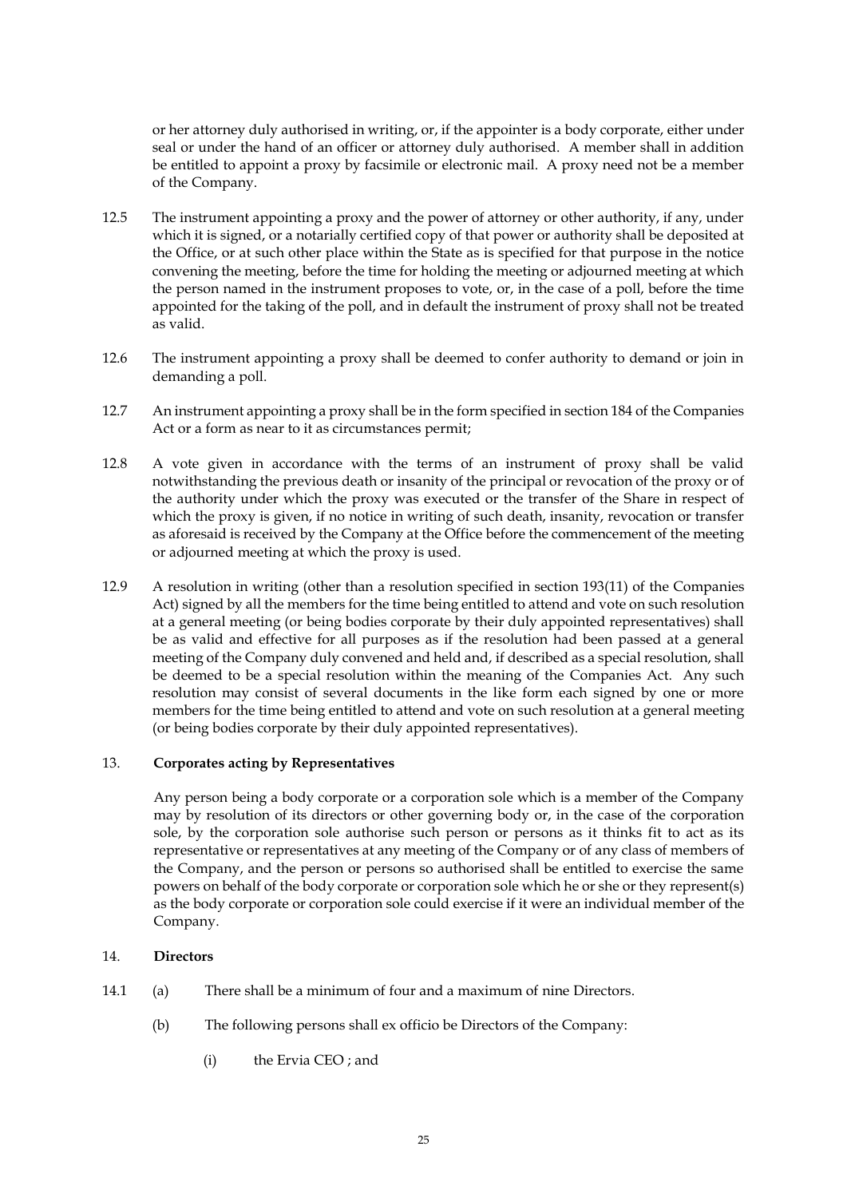or her attorney duly authorised in writing, or, if the appointer is a body corporate, either under seal or under the hand of an officer or attorney duly authorised. A member shall in addition be entitled to appoint a proxy by facsimile or electronic mail. A proxy need not be a member of the Company.

12.5 The instrument appointing a proxy and the power of attorney or other authority, if any, under which it is signed, or a notarially certified copy of that power or authority shall be deposited at the Office, or at such other place within the State as is specified for that purpose in the notice convening the meeting, before the time for holding the meeting or adjourned meeting at which the person named in the instrument proposes to vote, or, in the case of a poll, before the time appointed for the taking of the poll, and in default the instrument of proxy shall not be treated as valid.

12.6 The instrument appointing a proxy shall be deemed to confer authority to demand or join in demanding a poll.

12.7 An instrument appointing a proxy shall be in the form specified in section 184 of the Companies Act or a form as near to it as circumstances permit;

12.8 A vote given in accordance with the terms of an instrument of proxy shall be valid notwithstanding the previous death or insanity of the principal or revocation of the proxy or of the authority under which the proxy was executed or the transfer of the Share in respect of which the proxy is given, if no notice in writing of such death, insanity, revocation or transfer as aforesaid is received by the Company at the Office before the commencement of the meeting or adjourned meeting at which the proxy is used.

12.9 A resolution in writing (other than a resolution specified in section 193(11) of the Companies Act) signed by all the members for the time being entitled to attend and vote on such resolution at a general meeting (or being bodies corporate by their duly appointed representatives) shall be as valid and effective for all purposes as if the resolution had been passed at a general meeting of the Company duly convened and held and, if described as a special resolution, shall be deemed to be a special resolution within the meaning of the Companies Act. Any such resolution may consist of several documents in the like form each signed by one or more members for the time being entitled to attend and vote on such resolution at a general meeting (or being bodies corporate by their duly appointed representatives).

## 13. **Corporates acting by Representatives**

Any person being a body corporate or a corporation sole which is a member of the Company may by resolution of its directors or other governing body or, in the case of the corporation sole, by the corporation sole authorise such person or persons as it thinks fit to act as its representative or representatives at any meeting of the Company or of any class of members of the Company, and the person or persons so authorised shall be entitled to exercise the same powers on behalf of the body corporate or corporation sole which he or she or they represent(s) as the body corporate or corporation sole could exercise if it were an individual member of the Company.

## 14. **Directors**

14.1 (a) There shall be a minimum of four and a maximum of nine Directors.

(b) The following persons shall ex officio be Directors of the Company:

(i) the Ervia CEO ; and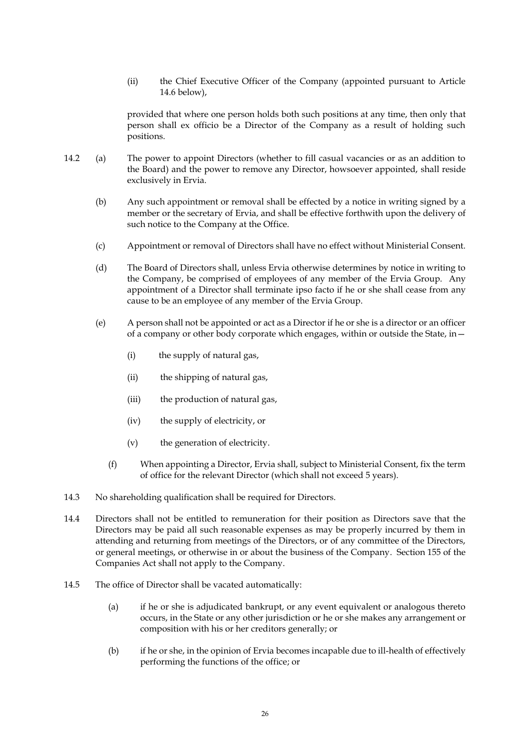(ii) the Chief Executive Officer of the Company (appointed pursuant to Article 14.6 below),

provided that where one person holds both such positions at any time, then only that person shall ex officio be a Director of the Company as a result of holding such positions.

14.2 (a) The power to appoint Directors (whether to fill casual vacancies or as an addition to the Board) and the power to remove any Director, howsoever appointed, shall reside exclusively in Ervia.

(b) Any such appointment or removal shall be effected by a notice in writing signed by a member or the secretary of Ervia, and shall be effective forthwith upon the delivery of such notice to the Company at the Office.

(c) Appointment or removal of Directors shall have no effect without Ministerial Consent.

(d) The Board of Directors shall, unless Ervia otherwise determines by notice in writing to the Company, be comprised of employees of any member of the Ervia Group. Any appointment of a Director shall terminate ipso facto if he or she shall cease from any cause to be an employee of any member of the Ervia Group.

(e) A person shall not be appointed or act as a Director if he or she is a director or an officer of a company or other body corporate which engages, within or outside the State, in—

(i) the supply of natural gas,

(ii) the shipping of natural gas,

(iii) the production of natural gas,

(iv) the supply of electricity, or

(v) the generation of electricity.

(f) When appointing a Director, Ervia shall, subject to Ministerial Consent, fix the term of office for the relevant Director (which shall not exceed 5 years).

14.3 No shareholding qualification shall be required for Directors.

14.4 Directors shall not be entitled to remuneration for their position as Directors save that the Directors may be paid all such reasonable expenses as may be properly incurred by them in attending and returning from meetings of the Directors, or of any committee of the Directors, or general meetings, or otherwise in or about the business of the Company. Section 155 of the Companies Act shall not apply to the Company.

14.5 The office of Director shall be vacated automatically:

(a) if he or she is adjudicated bankrupt, or any event equivalent or analogous thereto occurs, in the State or any other jurisdiction or he or she makes any arrangement or composition with his or her creditors generally; or

(b) if he or she, in the opinion of Ervia becomes incapable due to ill-health of effectively performing the functions of the office; or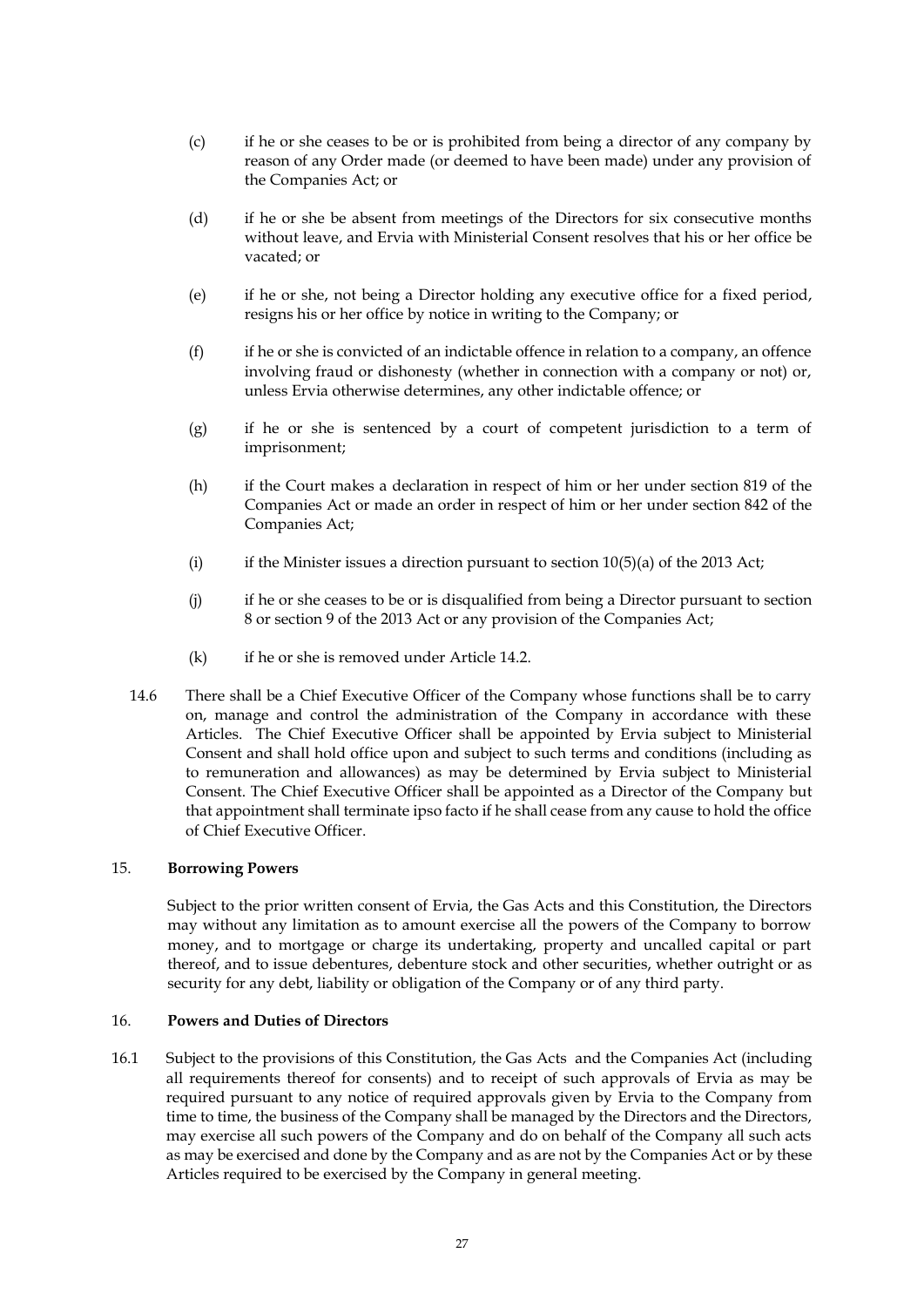(c) if he or she ceases to be or is prohibited from being a director of any company by reason of any Order made (or deemed to have been made) under any provision of the Companies Act; or

(d) if he or she be absent from meetings of the Directors for six consecutive months without leave, and Ervia with Ministerial Consent resolves that his or her office be vacated; or

(e) if he or she, not being a Director holding any executive office for a fixed period, resigns his or her office by notice in writing to the Company; or

(f) if he or she is convicted of an indictable offence in relation to a company, an offence involving fraud or dishonesty (whether in connection with a company or not) or, unless Ervia otherwise determines, any other indictable offence; or

(g) if he or she is sentenced by a court of competent jurisdiction to a term of imprisonment;

(h) if the Court makes a declaration in respect of him or her under section 819 of the Companies Act or made an order in respect of him or her under section 842 of the Companies Act;

(i) if the Minister issues a direction pursuant to section 10(5)(a) of the 2013 Act;

(j) if he or she ceases to be or is disqualified from being a Director pursuant to section 8 or section 9 of the 2013 Act or any provision of the Companies Act;

(k) if he or she is removed under Article 14.2.

14.6 There shall be a Chief Executive Officer of the Company whose functions shall be to carry on, manage and control the administration of the Company in accordance with these Articles. The Chief Executive Officer shall be appointed by Ervia subject to Ministerial Consent and shall hold office upon and subject to such terms and conditions (including as to remuneration and allowances) as may be determined by Ervia subject to Ministerial Consent. The Chief Executive Officer shall be appointed as a Director of the Company but that appointment shall terminate ipso facto if he shall cease from any cause to hold the office of Chief Executive Officer.

## 15. **Borrowing Powers**

Subject to the prior written consent of Ervia, the Gas Acts and this Constitution, the Directors may without any limitation as to amount exercise all the powers of the Company to borrow money, and to mortgage or charge its undertaking, property and uncalled capital or part thereof, and to issue debentures, debenture stock and other securities, whether outright or as security for any debt, liability or obligation of the Company or of any third party.

## 16. **Powers and Duties of Directors**

16.1 Subject to the provisions of this Constitution, the Gas Acts and the Companies Act (including all requirements thereof for consents) and to receipt of such approvals of Ervia as may be required pursuant to any notice of required approvals given by Ervia to the Company from time to time, the business of the Company shall be managed by the Directors and the Directors, may exercise all such powers of the Company and do on behalf of the Company all such acts as may be exercised and done by the Company and as are not by the Companies Act or by these Articles required to be exercised by the Company in general meeting.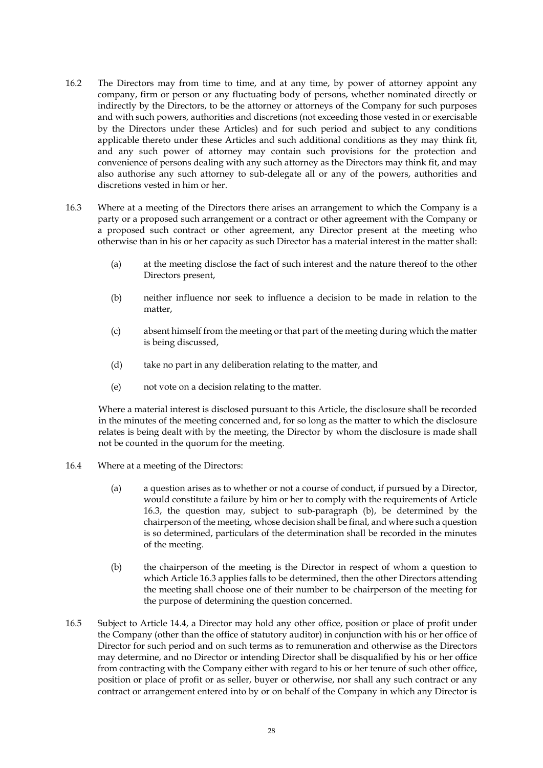16.2 The Directors may from time to time, and at any time, by power of attorney appoint any company, firm or person or any fluctuating body of persons, whether nominated directly or indirectly by the Directors, to be the attorney or attorneys of the Company for such purposes and with such powers, authorities and discretions (not exceeding those vested in or exercisable by the Directors under these Articles) and for such period and subject to any conditions applicable thereto under these Articles and such additional conditions as they may think fit, and any such power of attorney may contain such provisions for the protection and convenience of persons dealing with any such attorney as the Directors may think fit, and may also authorise any such attorney to sub-delegate all or any of the powers, authorities and discretions vested in him or her.

16.3 Where at a meeting of the Directors there arises an arrangement to which the Company is a party or a proposed such arrangement or a contract or other agreement with the Company or a proposed such contract or other agreement, any Director present at the meeting who otherwise than in his or her capacity as such Director has a material interest in the matter shall:

(a) at the meeting disclose the fact of such interest and the nature thereof to the other Directors present,

(b) neither influence nor seek to influence a decision to be made in relation to the matter,

(c) absent himself from the meeting or that part of the meeting during which the matter is being discussed,

(d) take no part in any deliberation relating to the matter, and

(e) not vote on a decision relating to the matter.

Where a material interest is disclosed pursuant to this Article, the disclosure shall be recorded in the minutes of the meeting concerned and, for so long as the matter to which the disclosure relates is being dealt with by the meeting, the Director by whom the disclosure is made shall not be counted in the quorum for the meeting.

16.4 Where at a meeting of the Directors:

(a) a question arises as to whether or not a course of conduct, if pursued by a Director, would constitute a failure by him or her to comply with the requirements of Article 16.3, the question may, subject to sub-paragraph (b), be determined by the chairperson of the meeting, whose decision shall be final, and where such a question is so determined, particulars of the determination shall be recorded in the minutes of the meeting.

(b) the chairperson of the meeting is the Director in respect of whom a question to which Article 16.3 applies falls to be determined, then the other Directors attending the meeting shall choose one of their number to be chairperson of the meeting for the purpose of determining the question concerned.

16.5 Subject to Article 14.4, a Director may hold any other office, position or place of profit under the Company (other than the office of statutory auditor) in conjunction with his or her office of Director for such period and on such terms as to remuneration and otherwise as the Directors may determine, and no Director or intending Director shall be disqualified by his or her office from contracting with the Company either with regard to his or her tenure of such other office, position or place of profit or as seller, buyer or otherwise, nor shall any such contract or any contract or arrangement entered into by or on behalf of the Company in which any Director is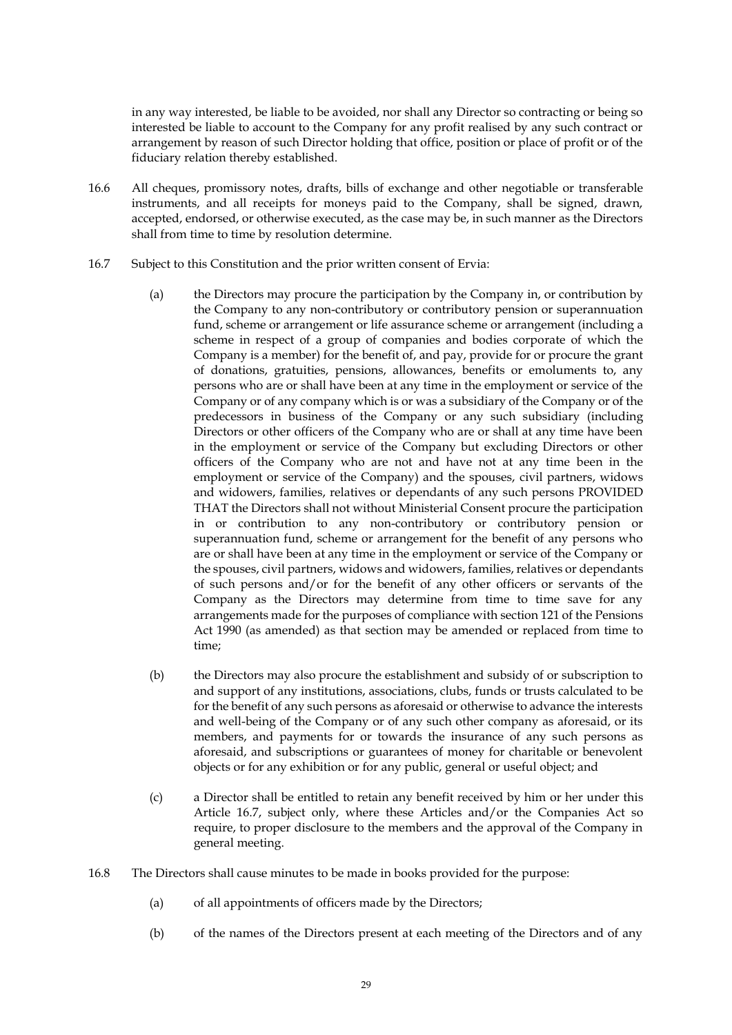in any way interested, be liable to be avoided, nor shall any Director so contracting or being so interested be liable to account to the Company for any profit realised by any such contract or arrangement by reason of such Director holding that office, position or place of profit or of the fiduciary relation thereby established.

16.6 All cheques, promissory notes, drafts, bills of exchange and other negotiable or transferable instruments, and all receipts for moneys paid to the Company, shall be signed, drawn, accepted, endorsed, or otherwise executed, as the case may be, in such manner as the Directors shall from time to time by resolution determine.

16.7 Subject to this Constitution and the prior written consent of Ervia:

(a) the Directors may procure the participation by the Company in, or contribution by the Company to any non-contributory or contributory pension or superannuation fund, scheme or arrangement or life assurance scheme or arrangement (including a scheme in respect of a group of companies and bodies corporate of which the Company is a member) for the benefit of, and pay, provide for or procure the grant of donations, gratuities, pensions, allowances, benefits or emoluments to, any persons who are or shall have been at any time in the employment or service of the Company or of any company which is or was a subsidiary of the Company or of the predecessors in business of the Company or any such subsidiary (including Directors or other officers of the Company who are or shall at any time have been in the employment or service of the Company but excluding Directors or other officers of the Company who are not and have not at any time been in the employment or service of the Company) and the spouses, civil partners, widows and widowers, families, relatives or dependants of any such persons PROVIDED THAT the Directors shall not without Ministerial Consent procure the participation in or contribution to any non-contributory or contributory pension or superannuation fund, scheme or arrangement for the benefit of any persons who are or shall have been at any time in the employment or service of the Company or the spouses, civil partners, widows and widowers, families, relatives or dependants of such persons and/or for the benefit of any other officers or servants of the Company as the Directors may determine from time to time save for any arrangements made for the purposes of compliance with section 121 of the Pensions Act 1990 (as amended) as that section may be amended or replaced from time to time;

(b) the Directors may also procure the establishment and subsidy of or subscription to and support of any institutions, associations, clubs, funds or trusts calculated to be for the benefit of any such persons as aforesaid or otherwise to advance the interests and well-being of the Company or of any such other company as aforesaid, or its members, and payments for or towards the insurance of any such persons as aforesaid, and subscriptions or guarantees of money for charitable or benevolent objects or for any exhibition or for any public, general or useful object; and

(c) a Director shall be entitled to retain any benefit received by him or her under this Article 16.7, subject only, where these Articles and/or the Companies Act so require, to proper disclosure to the members and the approval of the Company in general meeting.

16.8 The Directors shall cause minutes to be made in books provided for the purpose:

(a) of all appointments of officers made by the Directors;

(b) of the names of the Directors present at each meeting of the Directors and of any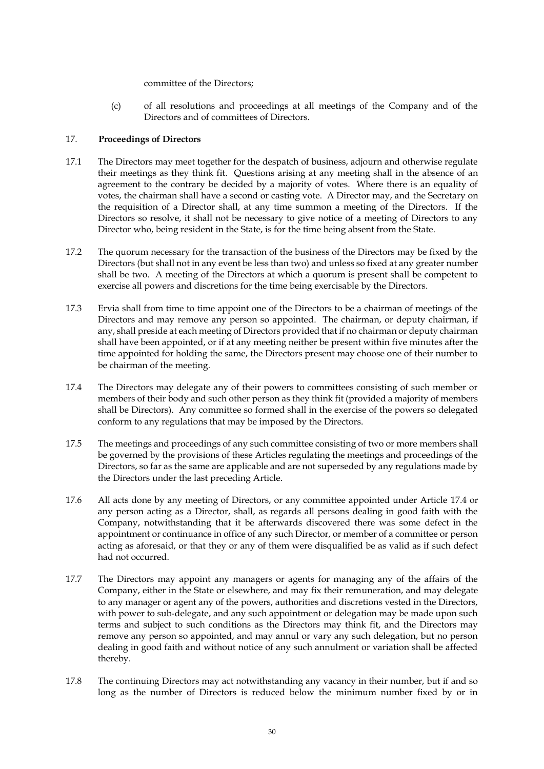committee of the Directors;

(c) of all resolutions and proceedings at all meetings of the Company and of the Directors and of committees of Directors.

## 17. Proceedings of Directors

17.1 The Directors may meet together for the despatch of business, adjourn and otherwise regulate their meetings as they think fit. Questions arising at any meeting shall in the absence of an agreement to the contrary be decided by a majority of votes. Where there is an equality of votes, the chairman shall have a second or casting vote. A Director may, and the Secretary on the requisition of a Director shall, at any time summon a meeting of the Directors. If the Directors so resolve, it shall not be necessary to give notice of a meeting of Directors to any Director who, being resident in the State, is for the time being absent from the State.

17.2 The quorum necessary for the transaction of the business of the Directors may be fixed by the Directors (but shall not in any event be less than two) and unless so fixed at any greater number shall be two. A meeting of the Directors at which a quorum is present shall be competent to exercise all powers and discretions for the time being exercisable by the Directors.

17.3 Ervia shall from time to time appoint one of the Directors to be a chairman of meetings of the Directors and may remove any person so appointed. The chairman, or deputy chairman, if any, shall preside at each meeting of Directors provided that if no chairman or deputy chairman shall have been appointed, or if at any meeting neither be present within five minutes after the time appointed for holding the same, the Directors present may choose one of their number to be chairman of the meeting.

17.4 The Directors may delegate any of their powers to committees consisting of such member or members of their body and such other person as they think fit (provided a majority of members shall be Directors). Any committee so formed shall in the exercise of the powers so delegated conform to any regulations that may be imposed by the Directors.

17.5 The meetings and proceedings of any such committee consisting of two or more members shall be governed by the provisions of these Articles regulating the meetings and proceedings of the Directors, so far as the same are applicable and are not superseded by any regulations made by the Directors under the last preceding Article.

17.6 All acts done by any meeting of Directors, or any committee appointed under Article 17.4 or any person acting as a Director, shall, as regards all persons dealing in good faith with the Company, notwithstanding that it be afterwards discovered there was some defect in the appointment or continuance in office of any such Director, or member of a committee or person acting as aforesaid, or that they or any of them were disqualified be as valid as if such defect had not occurred.

17.7 The Directors may appoint any managers or agents for managing any of the affairs of the Company, either in the State or elsewhere, and may fix their remuneration, and may delegate to any manager or agent any of the powers, authorities and discretions vested in the Directors, with power to sub-delegate, and any such appointment or delegation may be made upon such terms and subject to such conditions as the Directors may think fit, and the Directors may remove any person so appointed, and may annul or vary any such delegation, but no person dealing in good faith and without notice of any such annulment or variation shall be affected thereby.

17.8 The continuing Directors may act notwithstanding any vacancy in their number, but if and so long as the number of Directors is reduced below the minimum number fixed by or in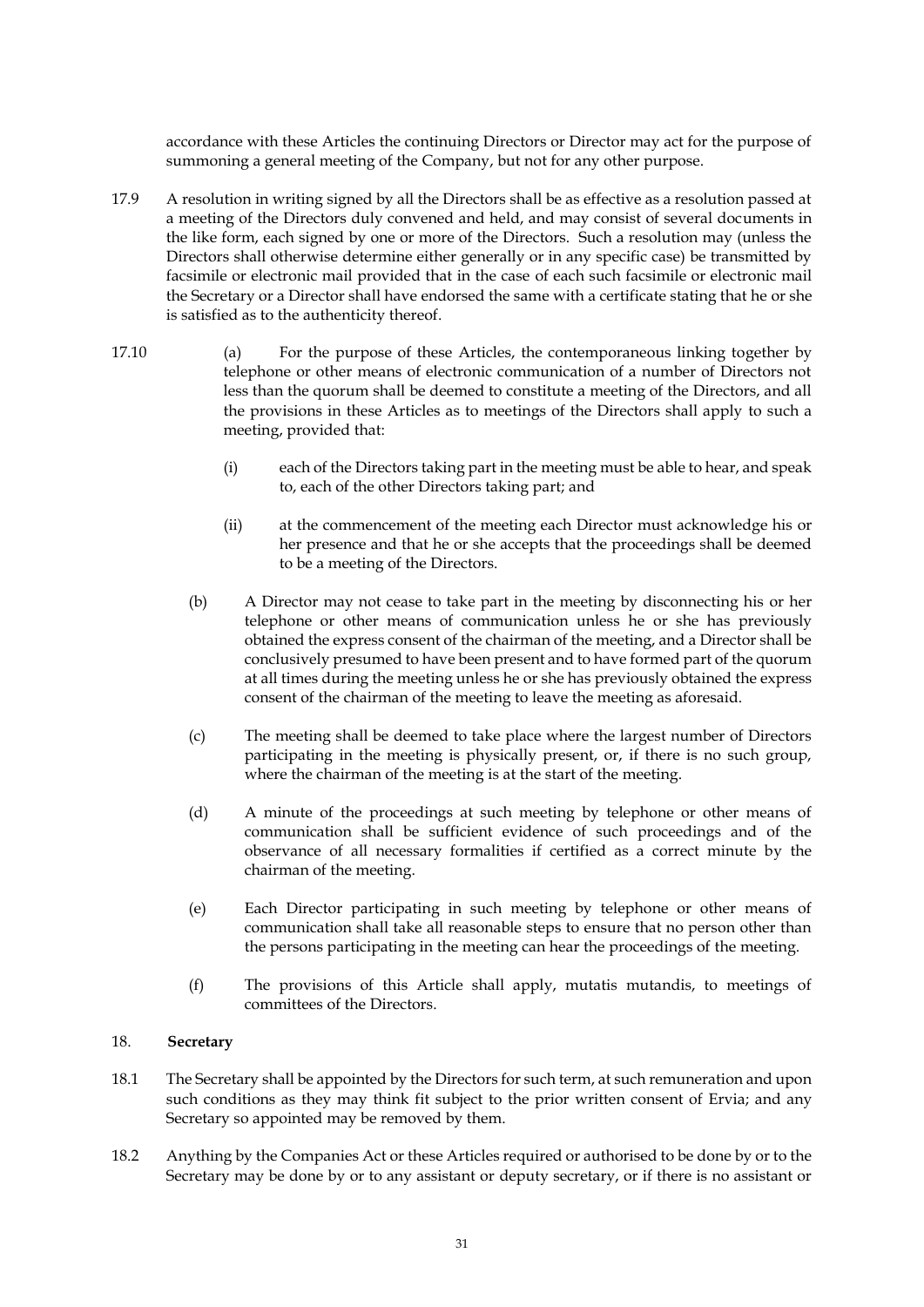accordance with these Articles the continuing Directors or Director may act for the purpose of summoning a general meeting of the Company, but not for any other purpose.

17.9 A resolution in writing signed by all the Directors shall be as effective as a resolution passed at a meeting of the Directors duly convened and held, and may consist of several documents in the like form, each signed by one or more of the Directors. Such a resolution may (unless the Directors shall otherwise determine either generally or in any specific case) be transmitted by facsimile or electronic mail provided that in the case of each such facsimile or electronic mail the Secretary or a Director shall have endorsed the same with a certificate stating that he or she is satisfied as to the authenticity thereof.

17.10 (a) For the purpose of these Articles, the contemporaneous linking together by telephone or other means of electronic communication of a number of Directors not less than the quorum shall be deemed to constitute a meeting of the Directors, and all the provisions in these Articles as to meetings of the Directors shall apply to such a meeting, provided that:

(i) each of the Directors taking part in the meeting must be able to hear, and speak to, each of the other Directors taking part; and

(ii) at the commencement of the meeting each Director must acknowledge his or her presence and that he or she accepts that the proceedings shall be deemed to be a meeting of the Directors.

(b) A Director may not cease to take part in the meeting by disconnecting his or her telephone or other means of communication unless he or she has previously obtained the express consent of the chairman of the meeting, and a Director shall be conclusively presumed to have been present and to have formed part of the quorum at all times during the meeting unless he or she has previously obtained the express consent of the chairman of the meeting to leave the meeting as aforesaid.

(c) The meeting shall be deemed to take place where the largest number of Directors participating in the meeting is physically present, or, if there is no such group, where the chairman of the meeting is at the start of the meeting.

(d) A minute of the proceedings at such meeting by telephone or other means of communication shall be sufficient evidence of such proceedings and of the observance of all necessary formalities if certified as a correct minute by the chairman of the meeting.

(e) Each Director participating in such meeting by telephone or other means of communication shall take all reasonable steps to ensure that no person other than the persons participating in the meeting can hear the proceedings of the meeting.

(f) The provisions of this Article shall apply, mutatis mutandis, to meetings of committees of the Directors.

## 18. **Secretary**

18.1 The Secretary shall be appointed by the Directors for such term, at such remuneration and upon such conditions as they may think fit subject to the prior written consent of Ervia; and any Secretary so appointed may be removed by them.

18.2 Anything by the Companies Act or these Articles required or authorised to be done by or to the Secretary may be done by or to any assistant or deputy secretary, or if there is no assistant or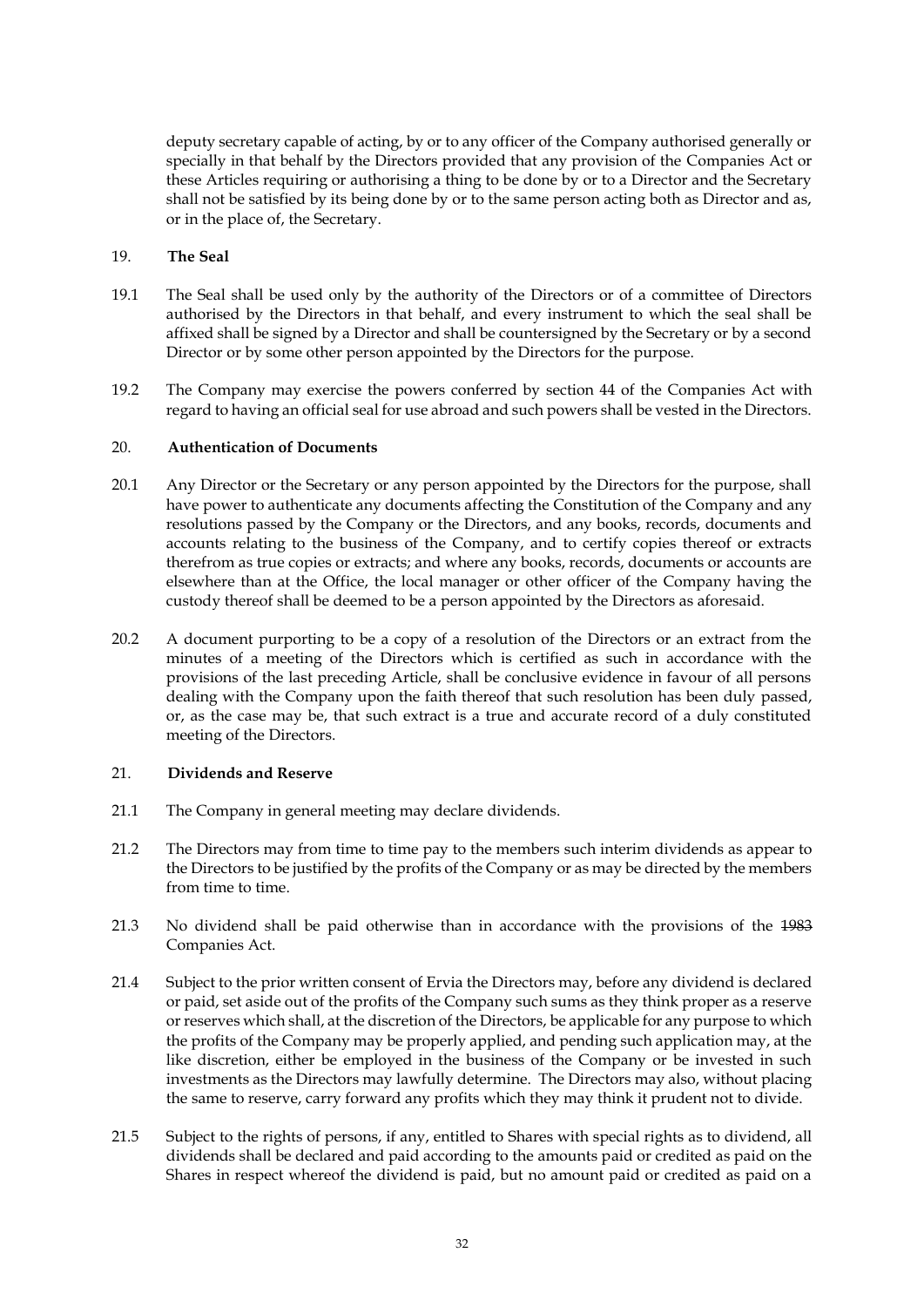deputy secretary capable of acting, by or to any officer of the Company authorised generally or specially in that behalf by the Directors provided that any provision of the Companies Act or these Articles requiring or authorising a thing to be done by or to a Director and the Secretary shall not be satisfied by its being done by or to the same person acting both as Director and as, or in the place of, the Secretary.

## 19. The Seal

19.1 The Seal shall be used only by the authority of the Directors or of a committee of Directors authorised by the Directors in that behalf, and every instrument to which the seal shall be affixed shall be signed by a Director and shall be countersigned by the Secretary or by a second Director or by some other person appointed by the Directors for the purpose.

19.2 The Company may exercise the powers conferred by section 44 of the Companies Act with regard to having an official seal for use abroad and such powers shall be vested in the Directors.

## 20. Authentication of Documents

20.1 Any Director or the Secretary or any person appointed by the Directors for the purpose, shall have power to authenticate any documents affecting the Constitution of the Company and any resolutions passed by the Company or the Directors, and any books, records, documents and accounts relating to the business of the Company, and to certify copies thereof or extracts therefrom as true copies or extracts; and where any books, records, documents or accounts are elsewhere than at the Office, the local manager or other officer of the Company having the custody thereof shall be deemed to be a person appointed by the Directors as aforesaid.

20.2 A document purporting to be a copy of a resolution of the Directors or an extract from the minutes of a meeting of the Directors which is certified as such in accordance with the provisions of the last preceding Article, shall be conclusive evidence in favour of all persons dealing with the Company upon the faith thereof that such resolution has been duly passed, or, as the case may be, that such extract is a true and accurate record of a duly constituted meeting of the Directors.

## 21. Dividends and Reserve

21.1 The Company in general meeting may declare dividends.

21.2 The Directors may from time to time pay to the members such interim dividends as appear to the Directors to be justified by the profits of the Company or as may be directed by the members from time to time.

21.3 No dividend shall be paid otherwise than in accordance with the provisions of the ~~1983~~ Companies Act.

21.4 Subject to the prior written consent of Ervia the Directors may, before any dividend is declared or paid, set aside out of the profits of the Company such sums as they think proper as a reserve or reserves which shall, at the discretion of the Directors, be applicable for any purpose to which the profits of the Company may be properly applied, and pending such application may, at the like discretion, either be employed in the business of the Company or be invested in such investments as the Directors may lawfully determine. The Directors may also, without placing the same to reserve, carry forward any profits which they may think it prudent not to divide.

21.5 Subject to the rights of persons, if any, entitled to Shares with special rights as to dividend, all dividends shall be declared and paid according to the amounts paid or credited as paid on the Shares in respect whereof the dividend is paid, but no amount paid or credited as paid on a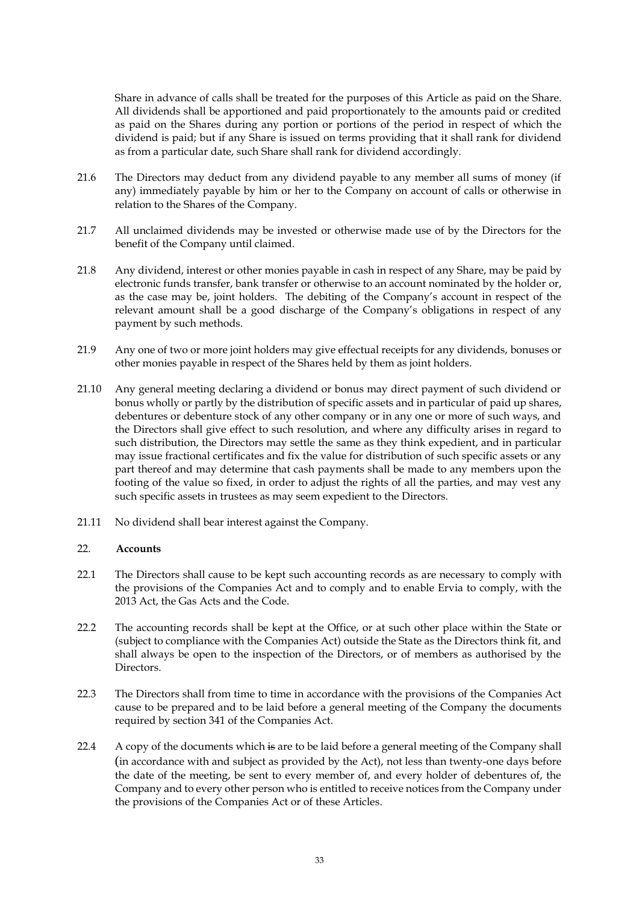Share in advance of calls shall be treated for the purposes of this Article as paid on the Share. All dividends shall be apportioned and paid proportionately to the amounts paid or credited as paid on the Shares during any portion or portions of the period in respect of which the dividend is paid; but if any Share is issued on terms providing that it shall rank for dividend as from a particular date, such Share shall rank for dividend accordingly.

21.6 The Directors may deduct from any dividend payable to any member all sums of money (if any) immediately payable by him or her to the Company on account of calls or otherwise in relation to the Shares of the Company.

21.7 All unclaimed dividends may be invested or otherwise made use of by the Directors for the benefit of the Company until claimed.

21.8 Any dividend, interest or other monies payable in cash in respect of any Share, may be paid by electronic funds transfer, bank transfer or otherwise to an account nominated by the holder or, as the case may be, joint holders. The debiting of the Company's account in respect of the relevant amount shall be a good discharge of the Company's obligations in respect of any payment by such methods.

21.9 Any one of two or more joint holders may give effectual receipts for any dividends, bonuses or other monies payable in respect of the Shares held by them as joint holders.

21.10 Any general meeting declaring a dividend or bonus may direct payment of such dividend or bonus wholly or partly by the distribution of specific assets and in particular of paid up shares, debentures or debenture stock of any other company or in any one or more of such ways, and the Directors shall give effect to such resolution, and where any difficulty arises in regard to such distribution, the Directors may settle the same as they think expedient, and in particular may issue fractional certificates and fix the value for distribution of such specific assets or any part thereof and may determine that cash payments shall be made to any members upon the footing of the value so fixed, in order to adjust the rights of all the parties, and may vest any such specific assets in trustees as may seem expedient to the Directors.

21.11 No dividend shall bear interest against the Company.

## 22. Accounts

22.1 The Directors shall cause to be kept such accounting records as are necessary to comply with the provisions of the Companies Act and to comply and to enable Ervia to comply, with the 2013 Act, the Gas Acts and the Code.

22.2 The accounting records shall be kept at the Office, or at such other place within the State or (subject to compliance with the Companies Act) outside the State as the Directors think fit, and shall always be open to the inspection of the Directors, or of members as authorised by the Directors.

22.3 The Directors shall from time to time in accordance with the provisions of the Companies Act cause to be prepared and to be laid before a general meeting of the Company the documents required by section 341 of the Companies Act.

22.4 A copy of the documents which ~~is~~ are to be laid before a general meeting of the Company shall (in accordance with and subject as provided by the Act), not less than twenty-one days before the date of the meeting, be sent to every member of, and every holder of debentures of, the Company and to every other person who is entitled to receive notices from the Company under the provisions of the Companies Act or of these Articles.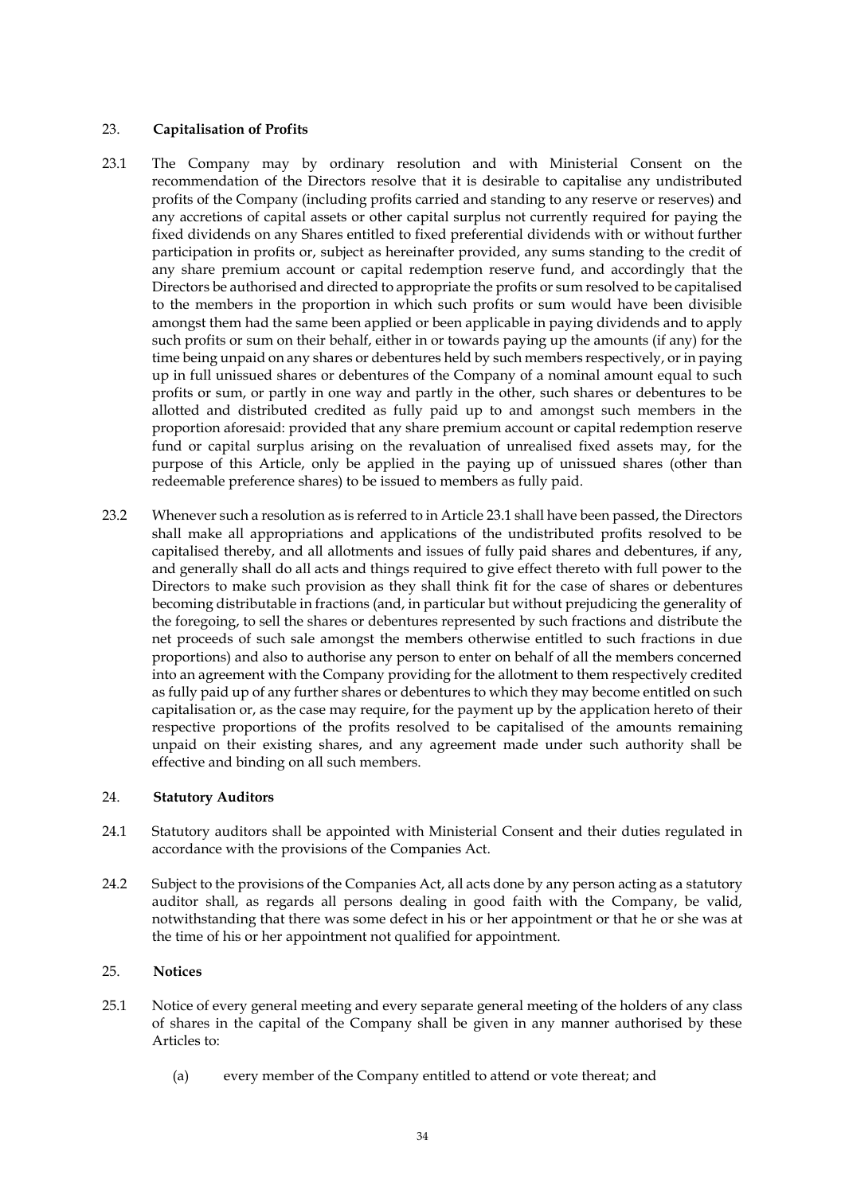## 23. **Capitalisation of Profits**

23.1 The Company may by ordinary resolution and with Ministerial Consent on the recommendation of the Directors resolve that it is desirable to capitalise any undistributed profits of the Company (including profits carried and standing to any reserve or reserves) and any accretions of capital assets or other capital surplus not currently required for paying the fixed dividends on any Shares entitled to fixed preferential dividends with or without further participation in profits or, subject as hereinafter provided, any sums standing to the credit of any share premium account or capital redemption reserve fund, and accordingly that the Directors be authorised and directed to appropriate the profits or sum resolved to be capitalised to the members in the proportion in which such profits or sum would have been divisible amongst them had the same been applied or been applicable in paying dividends and to apply such profits or sum on their behalf, either in or towards paying up the amounts (if any) for the time being unpaid on any shares or debentures held by such members respectively, or in paying up in full unissued shares or debentures of the Company of a nominal amount equal to such profits or sum, or partly in one way and partly in the other, such shares or debentures to be allotted and distributed credited as fully paid up to and amongst such members in the proportion aforesaid: provided that any share premium account or capital redemption reserve fund or capital surplus arising on the revaluation of unrealised fixed assets may, for the purpose of this Article, only be applied in the paying up of unissued shares (other than redeemable preference shares) to be issued to members as fully paid.

23.2 Whenever such a resolution as is referred to in Article 23.1 shall have been passed, the Directors shall make all appropriations and applications of the undistributed profits resolved to be capitalised thereby, and all allotments and issues of fully paid shares and debentures, if any, and generally shall do all acts and things required to give effect thereto with full power to the Directors to make such provision as they shall think fit for the case of shares or debentures becoming distributable in fractions (and, in particular but without prejudicing the generality of the foregoing, to sell the shares or debentures represented by such fractions and distribute the net proceeds of such sale amongst the members otherwise entitled to such fractions in due proportions) and also to authorise any person to enter on behalf of all the members concerned into an agreement with the Company providing for the allotment to them respectively credited as fully paid up of any further shares or debentures to which they may become entitled on such capitalisation or, as the case may require, for the payment up by the application hereto of their respective proportions of the profits resolved to be capitalised of the amounts remaining unpaid on their existing shares, and any agreement made under such authority shall be effective and binding on all such members.

## 24. **Statutory Auditors**

24.1 Statutory auditors shall be appointed with Ministerial Consent and their duties regulated in accordance with the provisions of the Companies Act.

24.2 Subject to the provisions of the Companies Act, all acts done by any person acting as a statutory auditor shall, as regards all persons dealing in good faith with the Company, be valid, notwithstanding that there was some defect in his or her appointment or that he or she was at the time of his or her appointment not qualified for appointment.

## 25. **Notices**

25.1 Notice of every general meeting and every separate general meeting of the holders of any class of shares in the capital of the Company shall be given in any manner authorised by these Articles to:

(a) every member of the Company entitled to attend or vote thereat; and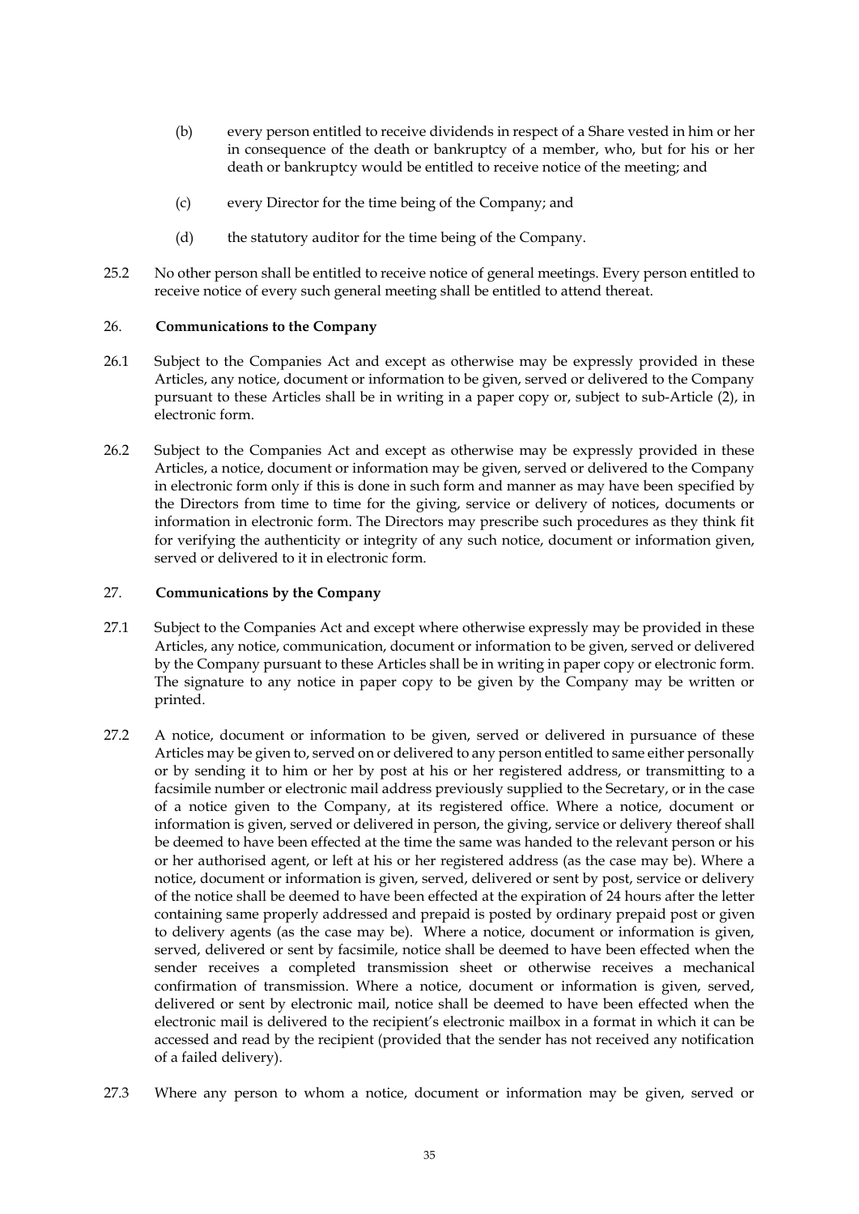(b) every person entitled to receive dividends in respect of a Share vested in him or her in consequence of the death or bankruptcy of a member, who, but for his or her death or bankruptcy would be entitled to receive notice of the meeting; and

(c) every Director for the time being of the Company; and

(d) the statutory auditor for the time being of the Company.

25.2 No other person shall be entitled to receive notice of general meetings. Every person entitled to receive notice of every such general meeting shall be entitled to attend thereat.

## 26. **Communications to the Company**

26.1 Subject to the Companies Act and except as otherwise may be expressly provided in these Articles, any notice, document or information to be given, served or delivered to the Company pursuant to these Articles shall be in writing in a paper copy or, subject to sub-Article (2), in electronic form.

26.2 Subject to the Companies Act and except as otherwise may be expressly provided in these Articles, a notice, document or information may be given, served or delivered to the Company in electronic form only if this is done in such form and manner as may have been specified by the Directors from time to time for the giving, service or delivery of notices, documents or information in electronic form. The Directors may prescribe such procedures as they think fit for verifying the authenticity or integrity of any such notice, document or information given, served or delivered to it in electronic form.

## 27. **Communications by the Company**

27.1 Subject to the Companies Act and except where otherwise expressly may be provided in these Articles, any notice, communication, document or information to be given, served or delivered by the Company pursuant to these Articles shall be in writing in paper copy or electronic form. The signature to any notice in paper copy to be given by the Company may be written or printed.

27.2 A notice, document or information to be given, served or delivered in pursuance of these Articles may be given to, served on or delivered to any person entitled to same either personally or by sending it to him or her by post at his or her registered address, or transmitting to a facsimile number or electronic mail address previously supplied to the Secretary, or in the case of a notice given to the Company, at its registered office. Where a notice, document or information is given, served or delivered in person, the giving, service or delivery thereof shall be deemed to have been effected at the time the same was handed to the relevant person or his or her authorised agent, or left at his or her registered address (as the case may be). Where a notice, document or information is given, served, delivered or sent by post, service or delivery of the notice shall be deemed to have been effected at the expiration of 24 hours after the letter containing same properly addressed and prepaid is posted by ordinary prepaid post or given to delivery agents (as the case may be). Where a notice, document or information is given, served, delivered or sent by facsimile, notice shall be deemed to have been effected when the sender receives a completed transmission sheet or otherwise receives a mechanical confirmation of transmission. Where a notice, document or information is given, served, delivered or sent by electronic mail, notice shall be deemed to have been effected when the electronic mail is delivered to the recipient's electronic mailbox in a format in which it can be accessed and read by the recipient (provided that the sender has not received any notification of a failed delivery).

27.3 Where any person to whom a notice, document or information may be given, served or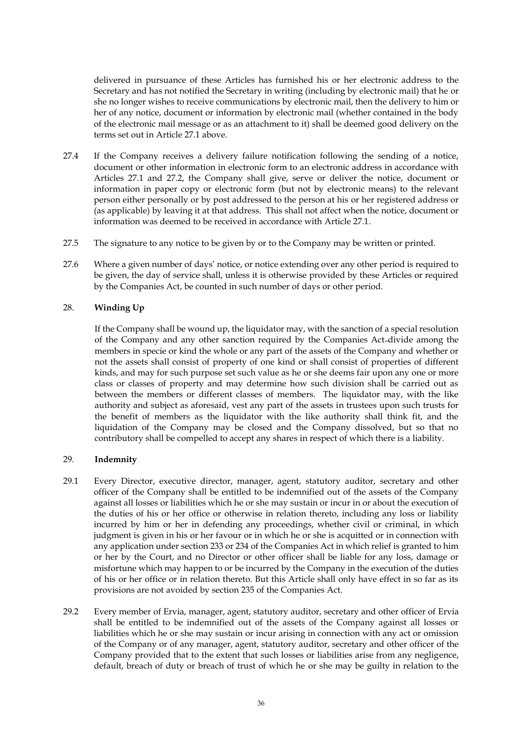delivered in pursuance of these Articles has furnished his or her electronic address to the Secretary and has not notified the Secretary in writing (including by electronic mail) that he or she no longer wishes to receive communications by electronic mail, then the delivery to him or her of any notice, document or information by electronic mail (whether contained in the body of the electronic mail message or as an attachment to it) shall be deemed good delivery on the terms set out in Article 27.1 above.

27.4 If the Company receives a delivery failure notification following the sending of a notice, document or other information in electronic form to an electronic address in accordance with Articles 27.1 and 27.2, the Company shall give, serve or deliver the notice, document or information in paper copy or electronic form (but not by electronic means) to the relevant person either personally or by post addressed to the person at his or her registered address or (as applicable) by leaving it at that address. This shall not affect when the notice, document or information was deemed to be received in accordance with Article 27.1.

27.5 The signature to any notice to be given by or to the Company may be written or printed.

27.6 Where a given number of days' notice, or notice extending over any other period is required to be given, the day of service shall, unless it is otherwise provided by these Articles or required by the Companies Act, be counted in such number of days or other period.

## 28. Winding Up

If the Company shall be wound up, the liquidator may, with the sanction of a special resolution of the Company and any other sanction required by the Companies Act divide among the members in specie or kind the whole or any part of the assets of the Company and whether or not the assets shall consist of property of one kind or shall consist of properties of different kinds, and may for such purpose set such value as he or she deems fair upon any one or more class or classes of property and may determine how such division shall be carried out as between the members or different classes of members. The liquidator may, with the like authority and subject as aforesaid, vest any part of the assets in trustees upon such trusts for the benefit of members as the liquidator with the like authority shall think fit, and the liquidation of the Company may be closed and the Company dissolved, but so that no contributory shall be compelled to accept any shares in respect of which there is a liability.

## 29. Indemnity

29.1 Every Director, executive director, manager, agent, statutory auditor, secretary and other officer of the Company shall be entitled to be indemnified out of the assets of the Company against all losses or liabilities which he or she may sustain or incur in or about the execution of the duties of his or her office or otherwise in relation thereto, including any loss or liability incurred by him or her in defending any proceedings, whether civil or criminal, in which judgment is given in his or her favour or in which he or she is acquitted or in connection with any application under section 233 or 234 of the Companies Act in which relief is granted to him or her by the Court, and no Director or other officer shall be liable for any loss, damage or misfortune which may happen to or be incurred by the Company in the execution of the duties of his or her office or in relation thereto. But this Article shall only have effect in so far as its provisions are not avoided by section 235 of the Companies Act.

29.2 Every member of Ervia, manager, agent, statutory auditor, secretary and other officer of Ervia shall be entitled to be indemnified out of the assets of the Company against all losses or liabilities which he or she may sustain or incur arising in connection with any act or omission of the Company or of any manager, agent, statutory auditor, secretary and other officer of the Company provided that to the extent that such losses or liabilities arise from any negligence, default, breach of duty or breach of trust of which he or she may be guilty in relation to the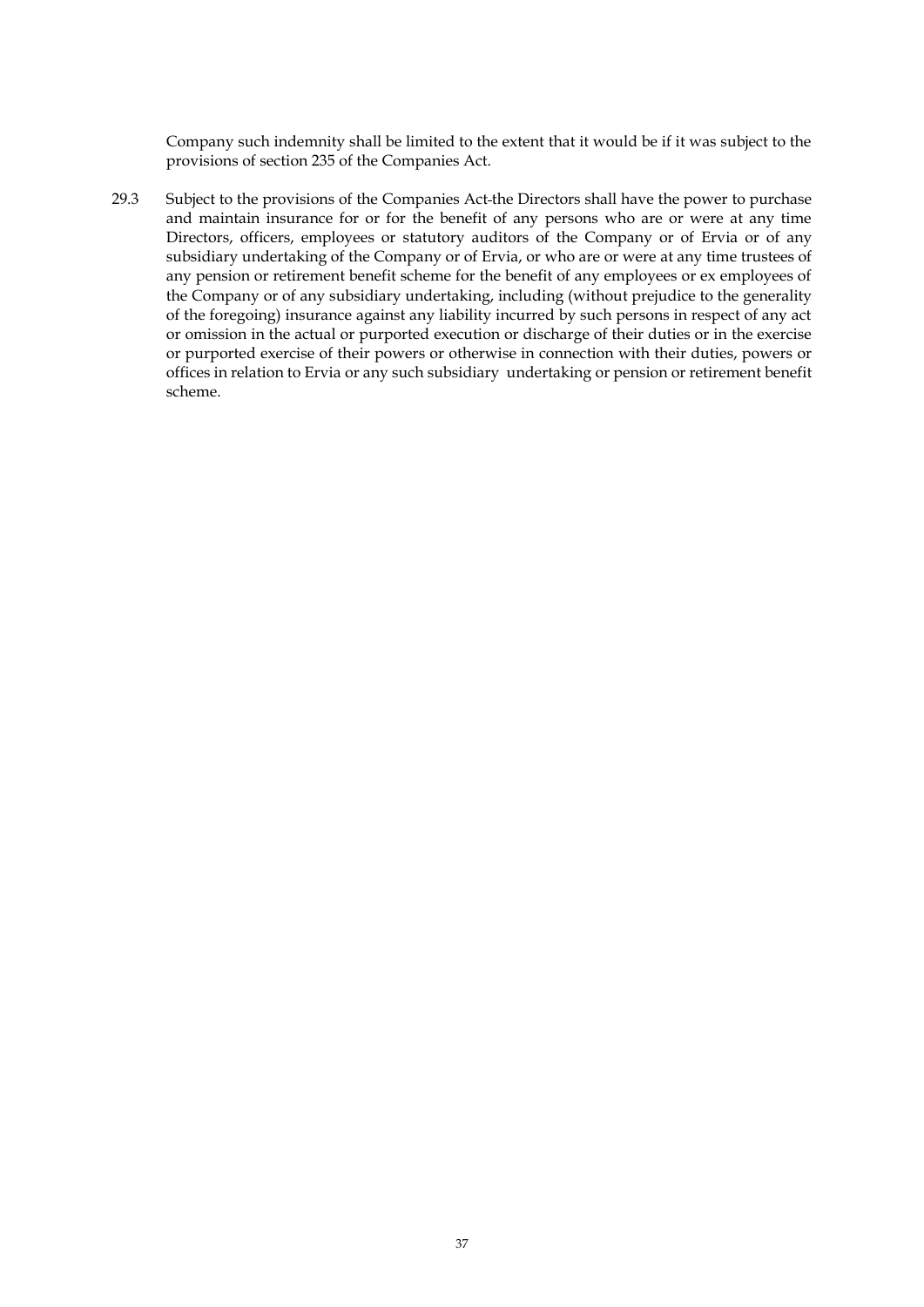Company such indemnity shall be limited to the extent that it would be if it was subject to the provisions of section 235 of the Companies Act.

29.3 Subject to the provisions of the Companies Act the Directors shall have the power to purchase and maintain insurance for or for the benefit of any persons who are or were at any time Directors, officers, employees or statutory auditors of the Company or of Ervia or of any subsidiary undertaking of the Company or of Ervia, or who are or were at any time trustees of any pension or retirement benefit scheme for the benefit of any employees or ex employees of the Company or of any subsidiary undertaking, including (without prejudice to the generality of the foregoing) insurance against any liability incurred by such persons in respect of any act or omission in the actual or purported execution or discharge of their duties or in the exercise or purported exercise of their powers or otherwise in connection with their duties, powers or offices in relation to Ervia or any such subsidiary undertaking or pension or retirement benefit scheme.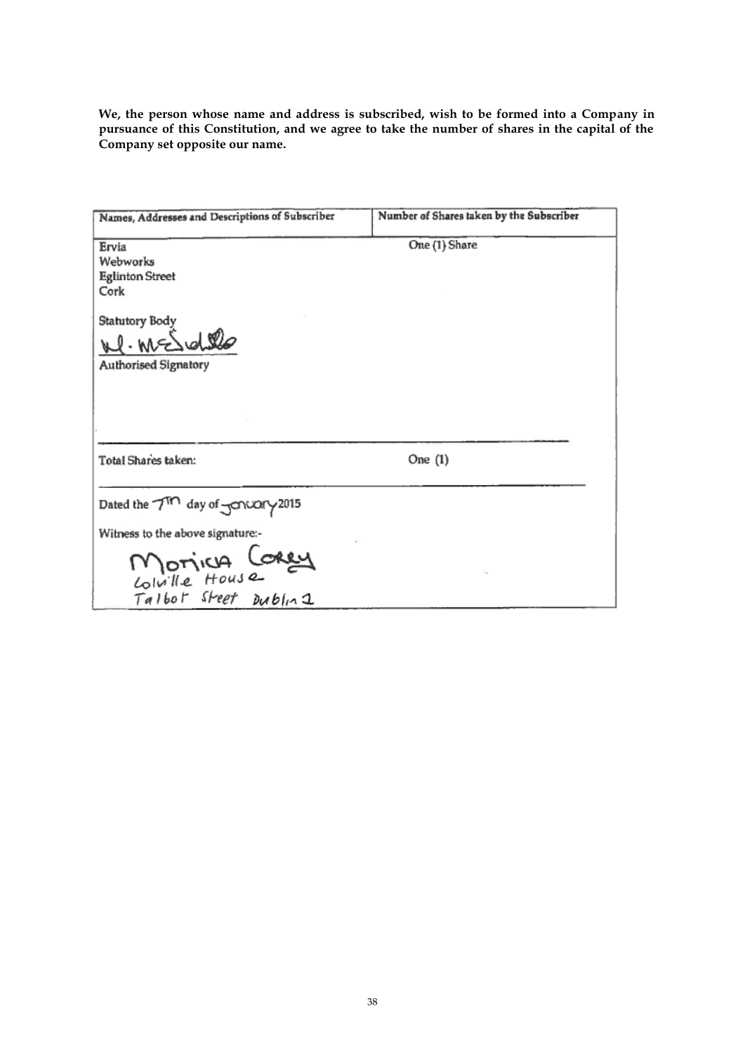**We, the person whose name and address is subscribed, wish to be formed into a Company in pursuance of this Constitution, and we agree to take the number of shares in the capital of the Company set opposite our name.**

| Names, Addresses and Descriptions of Subscriber | Number of Shares taken by the Subscriber |
|---|---|
| Ervia<br>Webworks<br>Eglinton Street<br>Cork<br><br>Statutory Body<br>M. McEvaddle<br>Authorised Signatory | One (1) Share |
| Total Shares taken: | One (1) |

Dated the 7th day of January 2015

Witness to the above signature:-

Monica Corey
Colville House
Talbot Street Dublin 1